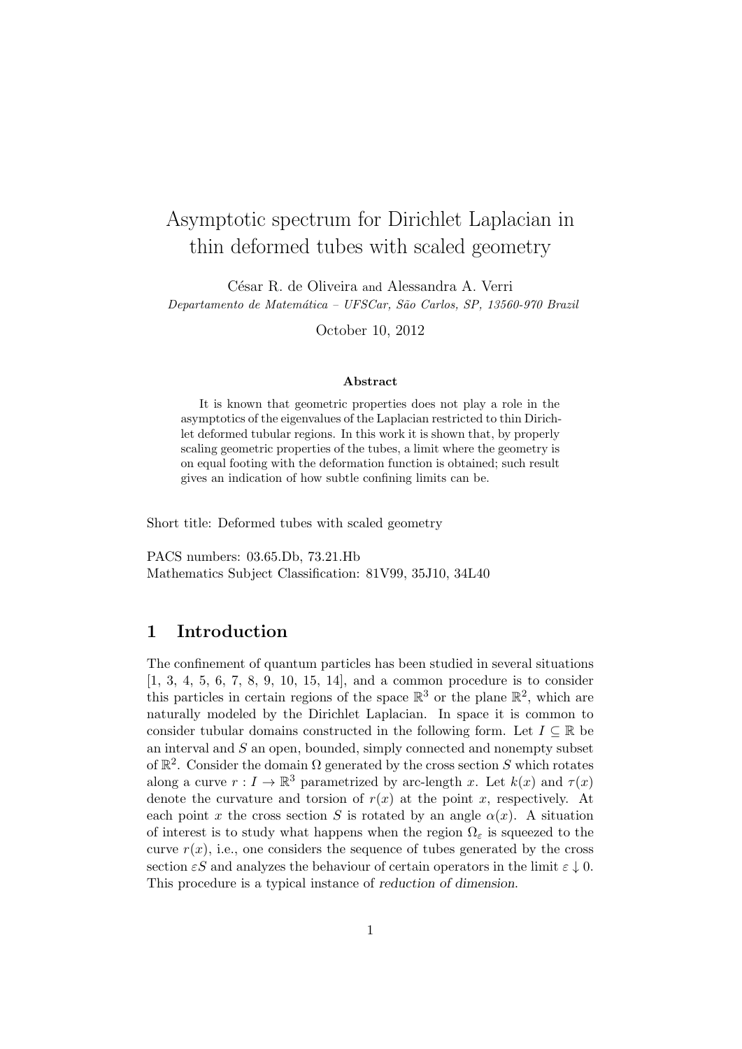# Asymptotic spectrum for Dirichlet Laplacian in thin deformed tubes with scaled geometry

César R. de Oliveira and Alessandra A. Verri

*Departamento de Matemática – UFSCar, São Carlos, SP, 13560-970 Brazil*

October 10, 2012

**Abstract**

It is known that geometric properties does not play a role in the asymptotics of the eigenvalues of the Laplacian restricted to thin Dirichlet deformed tubular regions. In this work it is shown that, by properly scaling geometric properties of the tubes, a limit where the geometry is on equal footing with the deformation function is obtained; such result gives an indication of how subtle confining limits can be.

Short title: Deformed tubes with scaled geometry

PACS numbers: 03.65.Db, 73.21.Hb

Mathematics Subject Classification: 81V99, 35J10, 34L40

## 1 Introduction

The confinement of quantum particles has been studied in several situations [1, 3, 4, 5, 6, 7, 8, 9, 10, 15, 14], and a common procedure is to consider this particles in certain regions of the space $\mathbb{R}^3$ or the plane $\mathbb{R}^2$, which are naturally modeled by the Dirichlet Laplacian. In space it is common to consider tubular domains constructed in the following form. Let $I \subseteq \mathbb{R}$ be an interval and $S$ an open, bounded, simply connected and nonempty subset of $\mathbb{R}^2$. Consider the domain $\Omega$ generated by the cross section $S$ which rotates along a curve $r : I \to \mathbb{R}^3$ parametrized by arc-length $x$. Let $k(x)$ and $\tau(x)$ denote the curvature and torsion of $r(x)$ at the point $x$, respectively. At each point $x$ the cross section $S$ is rotated by an angle $\alpha(x)$. A situation of interest is to study what happens when the region $\Omega_\varepsilon$ is squeezed to the curve $r(x)$, i.e., one considers the sequence of tubes generated by the cross section $\varepsilon S$ and analyzes the behaviour of certain operators in the limit $\varepsilon \downarrow 0$. This procedure is a typical instance of *reduction of dimension*.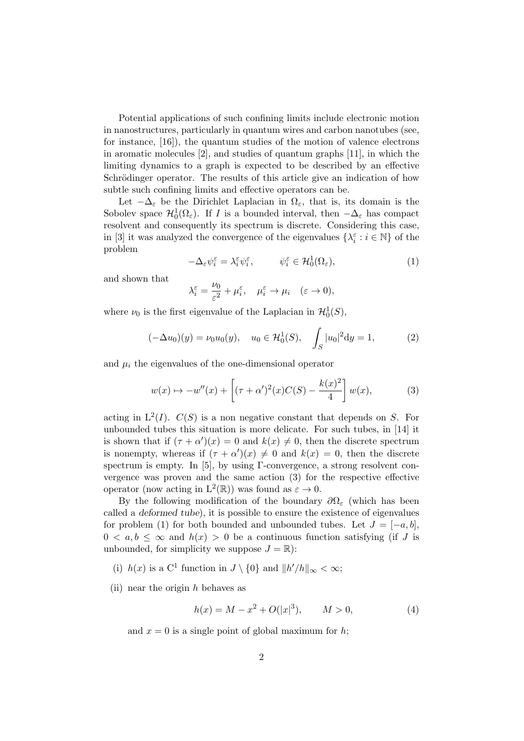Potential applications of such confining limits include electronic motion in nanostructures, particularly in quantum wires and carbon nanotubes (see, for instance, [16]), the quantum studies of the motion of valence electrons in aromatic molecules [2], and studies of quantum graphs [11], in which the limiting dynamics to a graph is expected to be described by an effective Schrödinger operator. The results of this article give an indication of how subtle such confining limits and effective operators can be.

Let $-\Delta_\varepsilon$ be the Dirichlet Laplacian in $\Omega_\varepsilon$, that is, its domain is the Sobolev space $\mathcal{H}_0^1(\Omega_\varepsilon)$. If $I$ is a bounded interval, then $-\Delta_\varepsilon$ has compact resolvent and consequently its spectrum is discrete. Considering this case, in [3] it was analyzed the convergence of the eigenvalues $\{\lambda_i^\varepsilon : i \in \mathbb{N}\}$ of the problem

$$-\Delta_\varepsilon \psi_i^\varepsilon = \lambda_i^\varepsilon \psi_i^\varepsilon, \qquad \psi_i^\varepsilon \in \mathcal{H}_0^1(\Omega_\varepsilon), \tag{1}$$

and shown that

$$\lambda_i^\varepsilon = \frac{\nu_0}{\varepsilon^2} + \mu_i^\varepsilon, \quad \mu_i^\varepsilon \to \mu_i \quad (\varepsilon \to 0),$$

where $\nu_0$ is the first eigenvalue of the Laplacian in $\mathcal{H}_0^1(S)$,

$$(-\Delta u_0)(y) = \nu_0 u_0(y), \quad u_0 \in \mathcal{H}_0^1(S), \quad \int_S |u_0|^2 \mathrm{d}y = 1, \tag{2}$$

and $\mu_i$ the eigenvalues of the one-dimensional operator

$$w(x) \mapsto -w''(x) + \left[(\tau + \alpha')^2(x) C(S) - \frac{k(x)^2}{4}\right] w(x), \tag{3}$$

acting in $\mathrm{L}^2(I)$. $C(S)$ is a non negative constant that depends on $S$. For unbounded tubes this situation is more delicate. For such tubes, in [14] it is shown that if $(\tau + \alpha')(x) = 0$ and $k(x) \neq 0$, then the discrete spectrum is nonempty, whereas if $(\tau + \alpha')(x) \neq 0$ and $k(x) = 0$, then the discrete spectrum is empty. In [5], by using $\Gamma$-convergence, a strong resolvent convergence was proven and the same action (3) for the respective effective operator (now acting in $\mathrm{L}^2(\mathbb{R})$) was found as $\varepsilon \to 0$.

By the following modification of the boundary $\partial\Omega_\varepsilon$ (which has been called a *deformed tube*), it is possible to ensure the existence of eigenvalues for problem (1) for both bounded and unbounded tubes. Let $J = [-a, b]$, $0 < a, b \leq \infty$ and $h(x) > 0$ be a continuous function satisfying (if $J$ is unbounded, for simplicity we suppose $J = \mathbb{R}$):

(i) $h(x)$ is a $\mathrm{C}^1$ function in $J \setminus \{0\}$ and $\|h'/h\|_\infty < \infty$;

(ii) near the origin $h$ behaves as

$$h(x) = M - x^2 + O(|x|^3), \qquad M > 0, \tag{4}$$

and $x = 0$ is a single point of global maximum for $h$;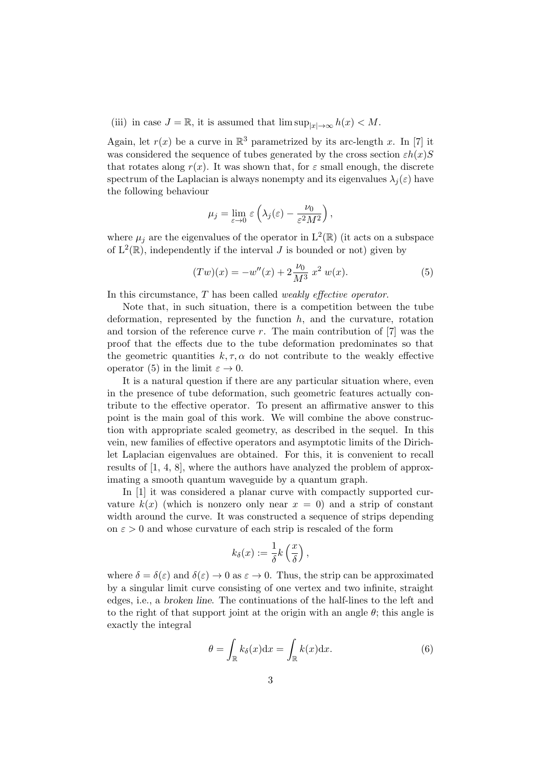(iii) in case $J = \mathbb{R}$, it is assumed that $\limsup_{|x|\to\infty} h(x) < M$.

Again, let $r(x)$ be a curve in $\mathbb{R}^3$ parametrized by its arc-length $x$. In [7] it was considered the sequence of tubes generated by the cross section $\varepsilon h(x) S$ that rotates along $r(x)$. It was shown that, for $\varepsilon$ small enough, the discrete spectrum of the Laplacian is always nonempty and its eigenvalues $\lambda_j(\varepsilon)$ have the following behaviour

$$\mu_j = \lim_{\varepsilon \to 0} \varepsilon \left( \lambda_j(\varepsilon) - \frac{\nu_0}{\varepsilon^2 M^2} \right),$$

where $\mu_j$ are the eigenvalues of the operator in $\mathrm{L}^2(\mathbb{R})$ (it acts on a subspace of $\mathrm{L}^2(\mathbb{R})$, independently if the interval $J$ is bounded or not) given by

$$(Tw)(x) = -w''(x) + 2\frac{\nu_0}{M^3}\, x^2\, w(x). \tag{5}$$

In this circumstance, $T$ has been called *weakly effective operator*.

Note that, in such situation, there is a competition between the tube deformation, represented by the function $h$, and the curvature, rotation and torsion of the reference curve $r$. The main contribution of [7] was the proof that the effects due to the tube deformation predominates so that the geometric quantities $k, \tau, \alpha$ do not contribute to the weakly effective operator (5) in the limit $\varepsilon \to 0$.

It is a natural question if there are any particular situation where, even in the presence of tube deformation, such geometric features actually contribute to the effective operator. To present an affirmative answer to this point is the main goal of this work. We will combine the above construction with appropriate scaled geometry, as described in the sequel. In this vein, new families of effective operators and asymptotic limits of the Dirichlet Laplacian eigenvalues are obtained. For this, it is convenient to recall results of [1, 4, 8], where the authors have analyzed the problem of approximating a smooth quantum waveguide by a quantum graph.

In [1] it was considered a planar curve with compactly supported curvature $k(x)$ (which is nonzero only near $x = 0$) and a strip of constant width around the curve. It was constructed a sequence of strips depending on $\varepsilon > 0$ and whose curvature of each strip is rescaled of the form

$$k_\delta(x) := \frac{1}{\delta} k\left(\frac{x}{\delta}\right),$$

where $\delta = \delta(\varepsilon)$ and $\delta(\varepsilon) \to 0$ as $\varepsilon \to 0$. Thus, the strip can be approximated by a singular limit curve consisting of one vertex and two infinite, straight edges, i.e., a *broken line*. The continuations of the half-lines to the left and to the right of that support joint at the origin with an angle $\theta$; this angle is exactly the integral

$$\theta = \int_{\mathbb{R}} k_\delta(x) \mathrm{d}x = \int_{\mathbb{R}} k(x) \mathrm{d}x. \tag{6}$$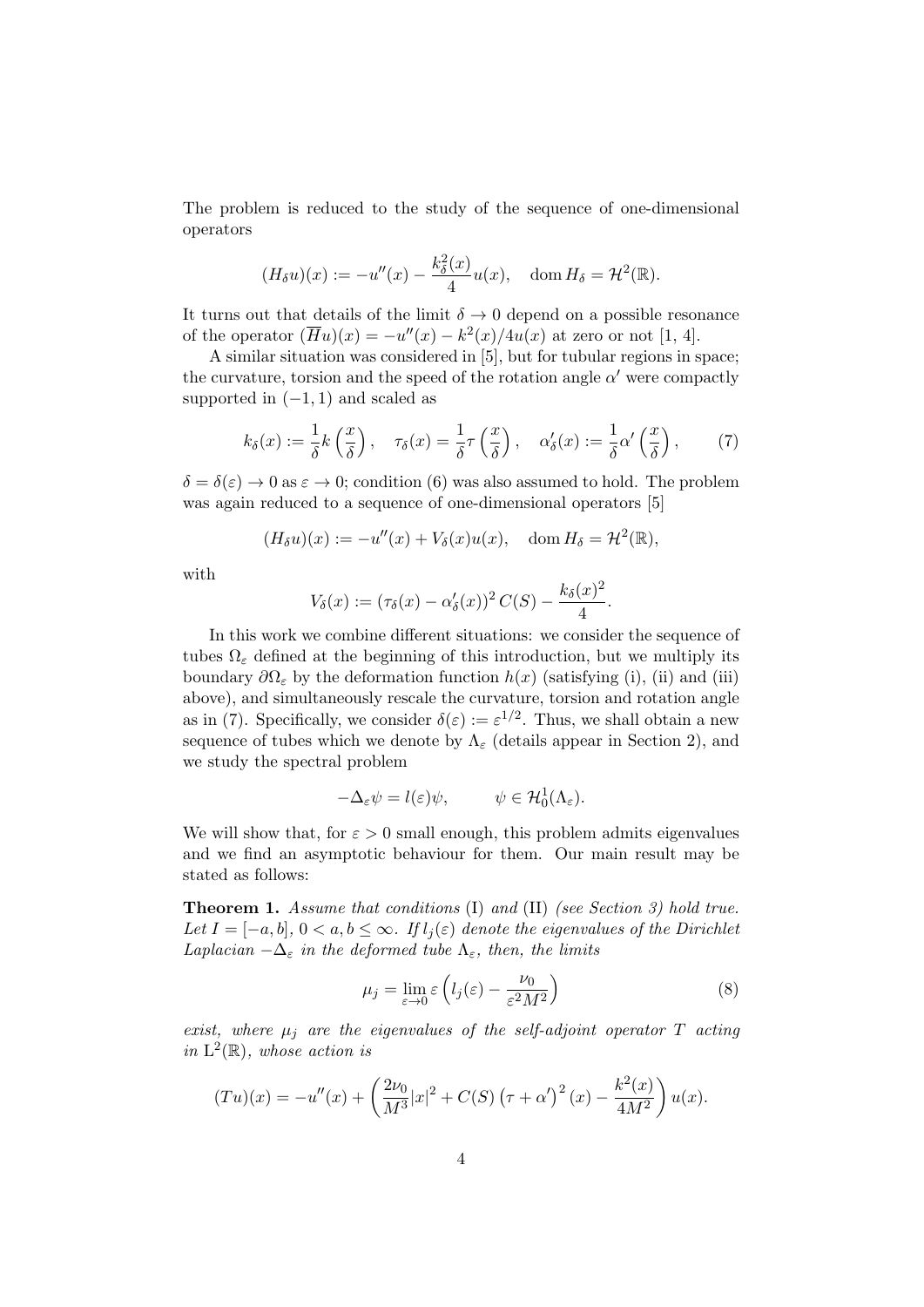The problem is reduced to the study of the sequence of one-dimensional operators

$$(H_\delta u)(x) := -u''(x) - \frac{k_\delta^2(x)}{4} u(x), \quad \mathrm{dom}\, H_\delta = \mathcal{H}^2(\mathbb{R}).$$

It turns out that details of the limit $\delta \to 0$ depend on a possible resonance of the operator $(\overline{H}u)(x) = -u''(x) - k^2(x)/4u(x)$ at zero or not [1, 4].

A similar situation was considered in [5], but for tubular regions in space; the curvature, torsion and the speed of the rotation angle $\alpha'$ were compactly supported in $(-1, 1)$ and scaled as

$$k_\delta(x) := \frac{1}{\delta} k\left(\frac{x}{\delta}\right), \quad \tau_\delta(x) = \frac{1}{\delta} \tau\left(\frac{x}{\delta}\right), \quad \alpha'_\delta(x) := \frac{1}{\delta} \alpha'\left(\frac{x}{\delta}\right), \tag{7}$$

$\delta = \delta(\varepsilon) \to 0$ as $\varepsilon \to 0$; condition (6) was also assumed to hold. The problem was again reduced to a sequence of one-dimensional operators [5]

$$(H_\delta u)(x) := -u''(x) + V_\delta(x) u(x), \quad \mathrm{dom}\, H_\delta = \mathcal{H}^2(\mathbb{R}),$$

with

$$V_\delta(x) := (\tau_\delta(x) - \alpha'_\delta(x))^2\, C(S) - \frac{k_\delta(x)^2}{4}.$$

In this work we combine different situations: we consider the sequence of tubes $\Omega_\varepsilon$ defined at the beginning of this introduction, but we multiply its boundary $\partial\Omega_\varepsilon$ by the deformation function $h(x)$ (satisfying (i), (ii) and (iii) above), and simultaneously rescale the curvature, torsion and rotation angle as in (7). Specifically, we consider $\delta(\varepsilon) := \varepsilon^{1/2}$. Thus, we shall obtain a new sequence of tubes which we denote by $\Lambda_\varepsilon$ (details appear in Section 2), and we study the spectral problem

$$-\Delta_\varepsilon \psi = l(\varepsilon)\psi, \qquad \psi \in \mathcal{H}_0^1(\Lambda_\varepsilon).$$

We will show that, for $\varepsilon > 0$ small enough, this problem admits eigenvalues and we find an asymptotic behaviour for them. Our main result may be stated as follows:

**Theorem 1.** *Assume that conditions* (I) *and* (II) *(see Section 3) hold true. Let $I = [-a, b]$, $0 < a, b \leq \infty$. If $l_j(\varepsilon)$ denote the eigenvalues of the Dirichlet Laplacian $-\Delta_\varepsilon$ in the deformed tube $\Lambda_\varepsilon$, then, the limits*

$$\mu_j = \lim_{\varepsilon \to 0} \varepsilon \left( l_j(\varepsilon) - \frac{\nu_0}{\varepsilon^2 M^2} \right) \tag{8}$$

*exist, where $\mu_j$ are the eigenvalues of the self-adjoint operator $T$ acting in $\mathrm{L}^2(\mathbb{R})$, whose action is*

$$(Tu)(x) = -u''(x) + \left( \frac{2\nu_0}{M^3}|x|^2 + C(S)\left(\tau + \alpha'\right)^2(x) - \frac{k^2(x)}{4M^2} \right) u(x).$$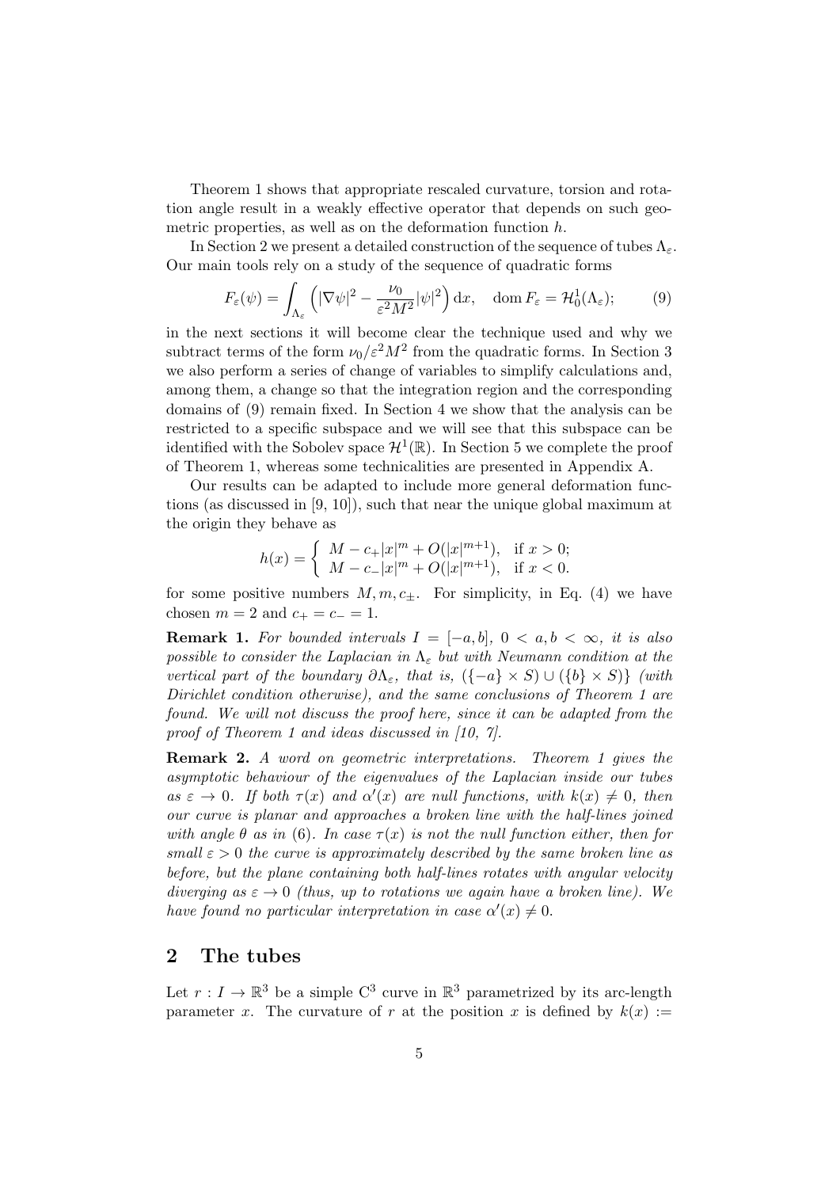Theorem 1 shows that appropriate rescaled curvature, torsion and rotation angle result in a weakly effective operator that depends on such geometric properties, as well as on the deformation function $h$.

In Section 2 we present a detailed construction of the sequence of tubes $\Lambda_\varepsilon$. Our main tools rely on a study of the sequence of quadratic forms

$$F_\varepsilon(\psi) = \int_{\Lambda_\varepsilon} \left( |\nabla \psi|^2 - \frac{\nu_0}{\varepsilon^2 M^2} |\psi|^2 \right) \mathrm{d}x, \quad \mathrm{dom}\, F_\varepsilon = \mathcal{H}_0^1(\Lambda_\varepsilon); \tag{9}$$

in the next sections it will become clear the technique used and why we subtract terms of the form $\nu_0/\varepsilon^2 M^2$ from the quadratic forms. In Section 3 we also perform a series of change of variables to simplify calculations and, among them, a change so that the integration region and the corresponding domains of (9) remain fixed. In Section 4 we show that the analysis can be restricted to a specific subspace and we will see that this subspace can be identified with the Sobolev space $\mathcal{H}^1(\mathbb{R})$. In Section 5 we complete the proof of Theorem 1, whereas some technicalities are presented in Appendix A.

Our results can be adapted to include more general deformation functions (as discussed in [9, 10]), such that near the unique global maximum at the origin they behave as

$$h(x) = \begin{cases} M - c_+ |x|^m + O(|x|^{m+1}), & \text{if } x > 0; \\ M - c_- |x|^m + O(|x|^{m+1}), & \text{if } x < 0. \end{cases}$$

for some positive numbers $M, m, c_\pm$. For simplicity, in Eq. (4) we have chosen $m = 2$ and $c_+ = c_- = 1$.

**Remark 1.** *For bounded intervals $I = [-a, b]$, $0 < a, b < \infty$, it is also possible to consider the Laplacian in $\Lambda_\varepsilon$ but with Neumann condition at the vertical part of the boundary $\partial\Lambda_\varepsilon$, that is, $(\{-a\} \times S) \cup (\{b\} \times S)\}$ (with Dirichlet condition otherwise), and the same conclusions of Theorem 1 are found. We will not discuss the proof here, since it can be adapted from the proof of Theorem 1 and ideas discussed in [10, 7].*

**Remark 2.** *A word on geometric interpretations. Theorem 1 gives the asymptotic behaviour of the eigenvalues of the Laplacian inside our tubes as $\varepsilon \to 0$. If both $\tau(x)$ and $\alpha'(x)$ are null functions, with $k(x) \neq 0$, then our curve is planar and approaches a broken line with the half-lines joined with angle $\theta$ as in (6). In case $\tau(x)$ is not the null function either, then for small $\varepsilon > 0$ the curve is approximately described by the same broken line as before, but the plane containing both half-lines rotates with angular velocity diverging as $\varepsilon \to 0$ (thus, up to rotations we again have a broken line). We have found no particular interpretation in case $\alpha'(x) \neq 0$.*

## 2 The tubes

Let $r : I \to \mathbb{R}^3$ be a simple $\mathrm{C}^3$ curve in $\mathbb{R}^3$ parametrized by its arc-length parameter $x$. The curvature of $r$ at the position $x$ is defined by $k(x) :=$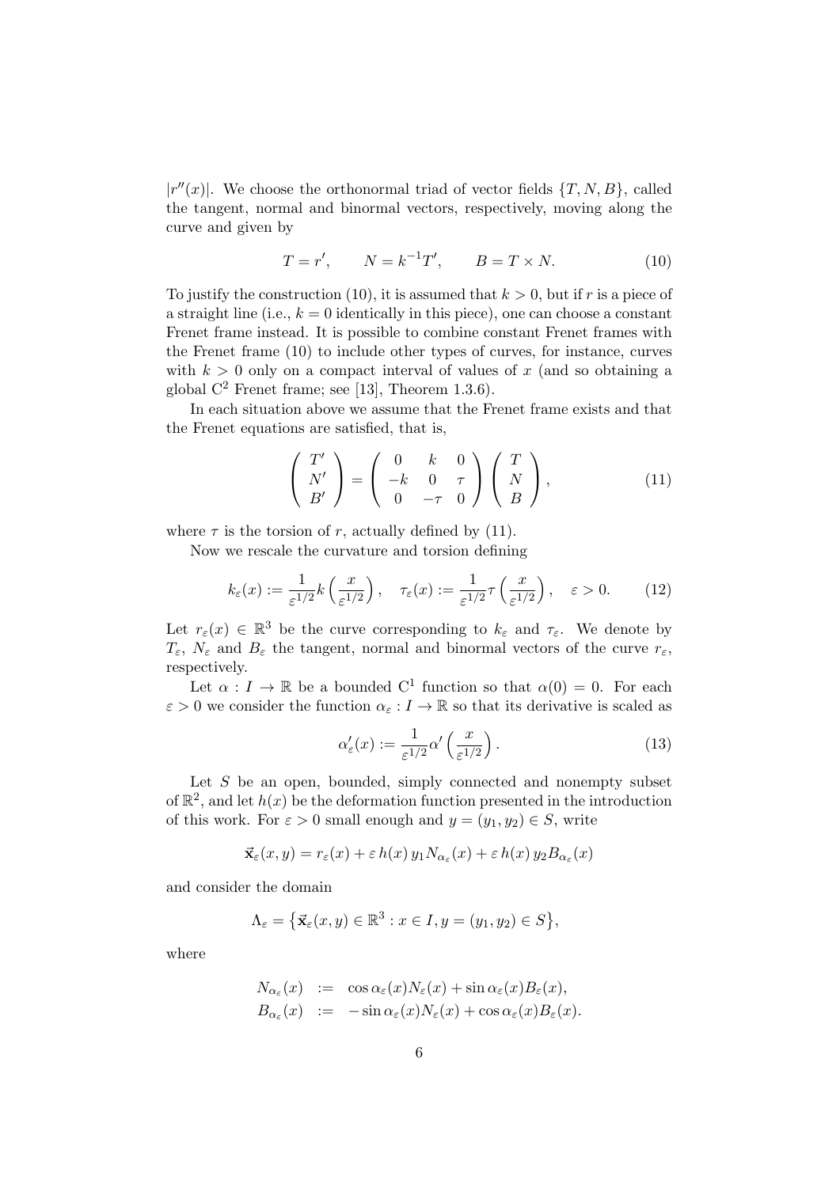$|r''(x)|$. We choose the orthonormal triad of vector fields $\{T, N, B\}$, called the tangent, normal and binormal vectors, respectively, moving along the curve and given by

$$T = r', \qquad N = k^{-1}T', \qquad B = T \times N. \tag{10}$$

To justify the construction (10), it is assumed that $k > 0$, but if $r$ is a piece of a straight line (i.e., $k = 0$ identically in this piece), one can choose a constant Frenet frame instead. It is possible to combine constant Frenet frames with the Frenet frame (10) to include other types of curves, for instance, curves with $k > 0$ only on a compact interval of values of $x$ (and so obtaining a global $C^2$ Frenet frame; see [13], Theorem 1.3.6).

In each situation above we assume that the Frenet frame exists and that the Frenet equations are satisfied, that is,

$$\begin{pmatrix} T' \\ N' \\ B' \end{pmatrix} = \begin{pmatrix} 0 & k & 0 \\ -k & 0 & \tau \\ 0 & -\tau & 0 \end{pmatrix} \begin{pmatrix} T \\ N \\ B \end{pmatrix}, \tag{11}$$

where $\tau$ is the torsion of $r$, actually defined by (11).

Now we rescale the curvature and torsion defining

$$k_\varepsilon(x) := \frac{1}{\varepsilon^{1/2}} k\left(\frac{x}{\varepsilon^{1/2}}\right), \quad \tau_\varepsilon(x) := \frac{1}{\varepsilon^{1/2}} \tau\left(\frac{x}{\varepsilon^{1/2}}\right), \quad \varepsilon > 0. \tag{12}$$

Let $r_\varepsilon(x) \in \mathbb{R}^3$ be the curve corresponding to $k_\varepsilon$ and $\tau_\varepsilon$. We denote by $T_\varepsilon$, $N_\varepsilon$ and $B_\varepsilon$ the tangent, normal and binormal vectors of the curve $r_\varepsilon$, respectively.

Let $\alpha : I \to \mathbb{R}$ be a bounded $C^1$ function so that $\alpha(0) = 0$. For each $\varepsilon > 0$ we consider the function $\alpha_\varepsilon : I \to \mathbb{R}$ so that its derivative is scaled as

$$\alpha_\varepsilon'(x) := \frac{1}{\varepsilon^{1/2}} \alpha'\left(\frac{x}{\varepsilon^{1/2}}\right). \tag{13}$$

Let $S$ be an open, bounded, simply connected and nonempty subset of $\mathbb{R}^2$, and let $h(x)$ be the deformation function presented in the introduction of this work. For $\varepsilon > 0$ small enough and $y = (y_1, y_2) \in S$, write

$$\vec{\mathbf{x}}_\varepsilon(x, y) = r_\varepsilon(x) + \varepsilon\, h(x)\, y_1 N_{\alpha_\varepsilon}(x) + \varepsilon\, h(x)\, y_2 B_{\alpha_\varepsilon}(x)$$

and consider the domain

$$\Lambda_\varepsilon = \left\{\vec{\mathbf{x}}_\varepsilon(x, y) \in \mathbb{R}^3 : x \in I, y = (y_1, y_2) \in S\right\},$$

where

$$\begin{aligned} N_{\alpha_\varepsilon}(x) &:= \cos\alpha_\varepsilon(x) N_\varepsilon(x) + \sin\alpha_\varepsilon(x) B_\varepsilon(x), \\ B_{\alpha_\varepsilon}(x) &:= -\sin\alpha_\varepsilon(x) N_\varepsilon(x) + \cos\alpha_\varepsilon(x) B_\varepsilon(x). \end{aligned}$$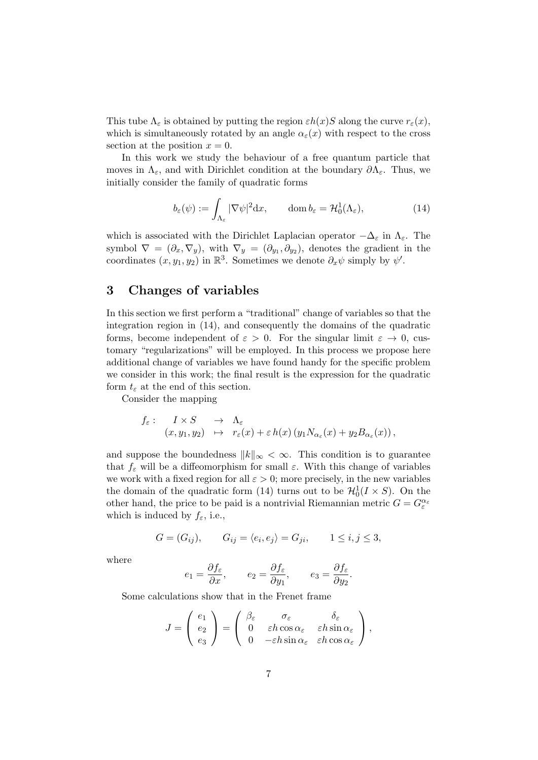This tube $\Lambda_\varepsilon$ is obtained by putting the region $\varepsilon h(x) S$ along the curve $r_\varepsilon(x)$, which is simultaneously rotated by an angle $\alpha_\varepsilon(x)$ with respect to the cross section at the position $x = 0$.

In this work we study the behaviour of a free quantum particle that moves in $\Lambda_\varepsilon$, and with Dirichlet condition at the boundary $\partial\Lambda_\varepsilon$. Thus, we initially consider the family of quadratic forms

$$b_\varepsilon(\psi) := \int_{\Lambda_\varepsilon} |\nabla\psi|^2 \mathrm{d}x, \qquad \operatorname{dom} b_\varepsilon = \mathcal{H}_0^1(\Lambda_\varepsilon), \tag{14}$$

which is associated with the Dirichlet Laplacian operator $-\Delta_\varepsilon$ in $\Lambda_\varepsilon$. The symbol $\nabla = (\partial_x, \nabla_y)$, with $\nabla_y = (\partial_{y_1}, \partial_{y_2})$, denotes the gradient in the coordinates $(x, y_1, y_2)$ in $\mathbb{R}^3$. Sometimes we denote $\partial_x \psi$ simply by $\psi'$.

## 3 Changes of variables

In this section we first perform a "traditional" change of variables so that the integration region in (14), and consequently the domains of the quadratic forms, become independent of $\varepsilon > 0$. For the singular limit $\varepsilon \to 0$, customary "regularizations" will be employed. In this process we propose here additional change of variables we have found handy for the specific problem we consider in this work; the final result is the expression for the quadratic form $t_\varepsilon$ at the end of this section.

Consider the mapping

$$\begin{array}{rccl} f_\varepsilon : & I \times S & \to & \Lambda_\varepsilon \\ & (x, y_1, y_2) & \mapsto & r_\varepsilon(x) + \varepsilon\, h(x) \left( y_1 N_{\alpha_\varepsilon}(x) + y_2 B_{\alpha_\varepsilon}(x) \right), \end{array}$$

and suppose the boundedness $\|k\|_\infty < \infty$. This condition is to guarantee that $f_\varepsilon$ will be a diffeomorphism for small $\varepsilon$. With this change of variables we work with a fixed region for all $\varepsilon > 0$; more precisely, in the new variables the domain of the quadratic form (14) turns out to be $\mathcal{H}_0^1(I \times S)$. On the other hand, the price to be paid is a nontrivial Riemannian metric $G = G_\varepsilon^{\alpha_\varepsilon}$ which is induced by $f_\varepsilon$, i.e.,

$$G = (G_{ij}), \qquad G_{ij} = \langle e_i, e_j \rangle = G_{ji}, \qquad 1 \le i, j \le 3,$$

where

$$e_1 = \frac{\partial f_\varepsilon}{\partial x}, \qquad e_2 = \frac{\partial f_\varepsilon}{\partial y_1}, \qquad e_3 = \frac{\partial f_\varepsilon}{\partial y_2}.$$

Some calculations show that in the Frenet frame

$$J = \begin{pmatrix} e_1 \\ e_2 \\ e_3 \end{pmatrix} = \begin{pmatrix} \beta_\varepsilon & \sigma_\varepsilon & \delta_\varepsilon \\ 0 & \varepsilon h \cos\alpha_\varepsilon & \varepsilon h \sin\alpha_\varepsilon \\ 0 & -\varepsilon h \sin\alpha_\varepsilon & \varepsilon h \cos\alpha_\varepsilon \end{pmatrix},$$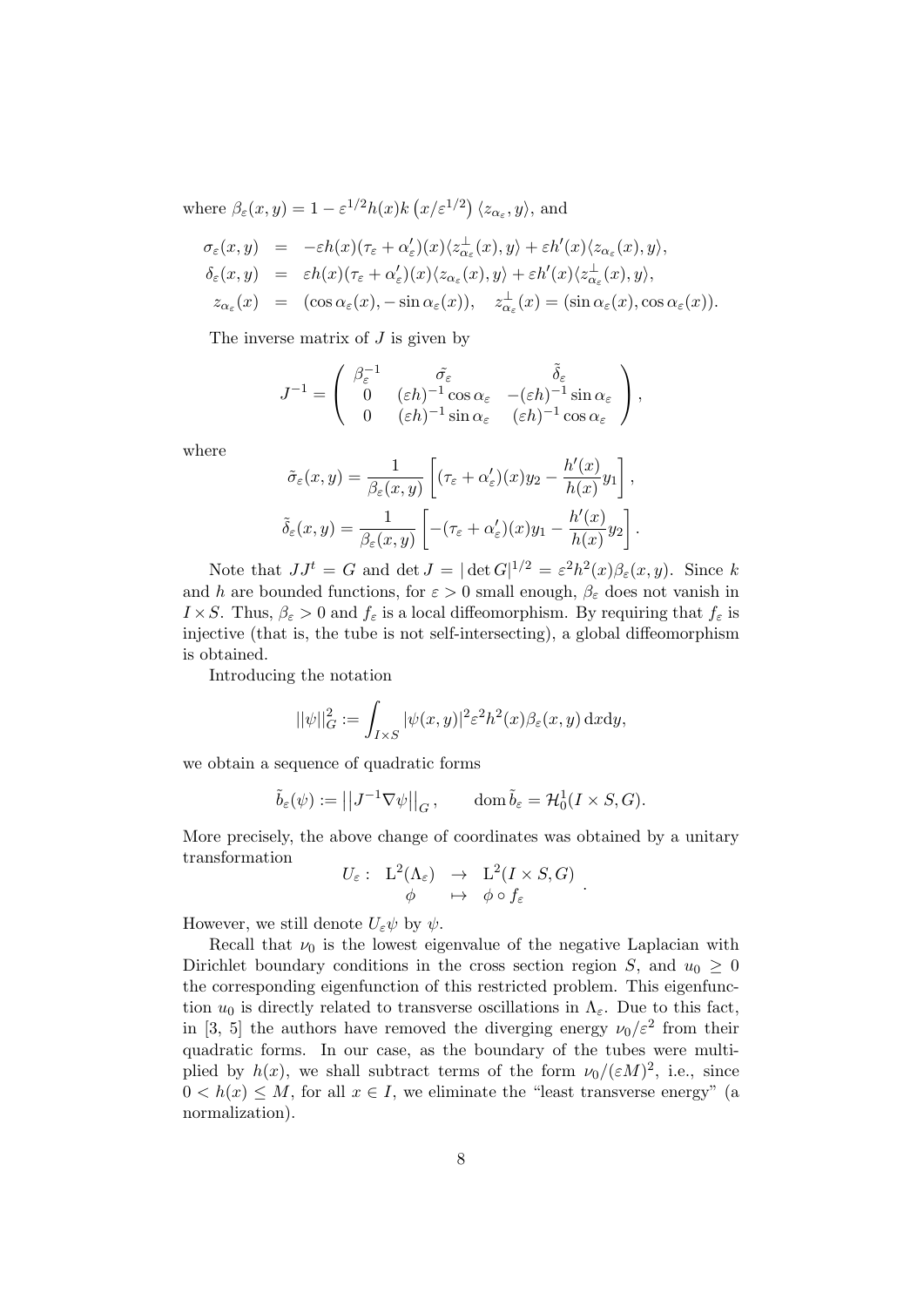where $\beta_\varepsilon(x,y) = 1 - \varepsilon^{1/2} h(x) k\left(x/\varepsilon^{1/2}\right)\langle z_{\alpha_\varepsilon}, y\rangle$, and

$$
\begin{aligned}
\sigma_\varepsilon(x,y) &= -\varepsilon h(x)(\tau_\varepsilon + \alpha'_\varepsilon)(x)\langle z^\perp_{\alpha_\varepsilon}(x), y\rangle + \varepsilon h'(x)\langle z_{\alpha_\varepsilon}(x), y\rangle,\\
\delta_\varepsilon(x,y) &= \varepsilon h(x)(\tau_\varepsilon + \alpha'_\varepsilon)(x)\langle z_{\alpha_\varepsilon}(x), y\rangle + \varepsilon h'(x)\langle z^\perp_{\alpha_\varepsilon}(x), y\rangle,\\
z_{\alpha_\varepsilon}(x) &= (\cos\alpha_\varepsilon(x), -\sin\alpha_\varepsilon(x)), \quad z^\perp_{\alpha_\varepsilon}(x) = (\sin\alpha_\varepsilon(x), \cos\alpha_\varepsilon(x)).
\end{aligned}
$$

The inverse matrix of $J$ is given by

$$
J^{-1} = \begin{pmatrix} \beta_\varepsilon^{-1} & \tilde{\sigma_\varepsilon} & \tilde{\delta}_\varepsilon \\ 0 & (\varepsilon h)^{-1}\cos\alpha_\varepsilon & -(\varepsilon h)^{-1}\sin\alpha_\varepsilon \\ 0 & (\varepsilon h)^{-1}\sin\alpha_\varepsilon & (\varepsilon h)^{-1}\cos\alpha_\varepsilon \end{pmatrix},
$$

where

$$
\tilde{\sigma}_\varepsilon(x,y) = \frac{1}{\beta_\varepsilon(x,y)}\left[(\tau_\varepsilon + \alpha'_\varepsilon)(x) y_2 - \frac{h'(x)}{h(x)} y_1\right],
$$

$$
\tilde{\delta}_\varepsilon(x,y) = \frac{1}{\beta_\varepsilon(x,y)}\left[-(\tau_\varepsilon + \alpha'_\varepsilon)(x) y_1 - \frac{h'(x)}{h(x)} y_2\right].
$$

Note that $JJ^t = G$ and $\det J = |\det G|^{1/2} = \varepsilon^2 h^2(x)\beta_\varepsilon(x,y)$. Since $k$ and $h$ are bounded functions, for $\varepsilon > 0$ small enough, $\beta_\varepsilon$ does not vanish in $I \times S$. Thus, $\beta_\varepsilon > 0$ and $f_\varepsilon$ is a local diffeomorphism. By requiring that $f_\varepsilon$ is injective (that is, the tube is not self-intersecting), a global diffeomorphism is obtained.

Introducing the notation

$$
||\psi||^2_G := \int_{I\times S} |\psi(x,y)|^2 \varepsilon^2 h^2(x)\beta_\varepsilon(x,y)\,\mathrm{d}x\mathrm{d}y,
$$

we obtain a sequence of quadratic forms

$$
\tilde{b}_\varepsilon(\psi) := \left|\left|J^{-1}\nabla\psi\right|\right|_G, \qquad \operatorname{dom}\tilde{b}_\varepsilon = \mathcal{H}^1_0(I\times S, G).
$$

More precisely, the above change of coordinates was obtained by a unitary transformation

$$
\begin{array}{rccc} U_\varepsilon: & \mathrm{L}^2(\Lambda_\varepsilon) & \to & \mathrm{L}^2(I\times S, G) \\ & \phi & \mapsto & \phi\circ f_\varepsilon \end{array}.
$$

However, we still denote $U_\varepsilon\psi$ by $\psi$.

Recall that $\nu_0$ is the lowest eigenvalue of the negative Laplacian with Dirichlet boundary conditions in the cross section region $S$, and $u_0 \geq 0$ the corresponding eigenfunction of this restricted problem. This eigenfunction $u_0$ is directly related to transverse oscillations in $\Lambda_\varepsilon$. Due to this fact, in [3, 5] the authors have removed the diverging energy $\nu_0/\varepsilon^2$ from their quadratic forms. In our case, as the boundary of the tubes were multiplied by $h(x)$, we shall subtract terms of the form $\nu_0/(\varepsilon M)^2$, i.e., since $0 < h(x) \leq M$, for all $x \in I$, we eliminate the "least transverse energy" (a normalization).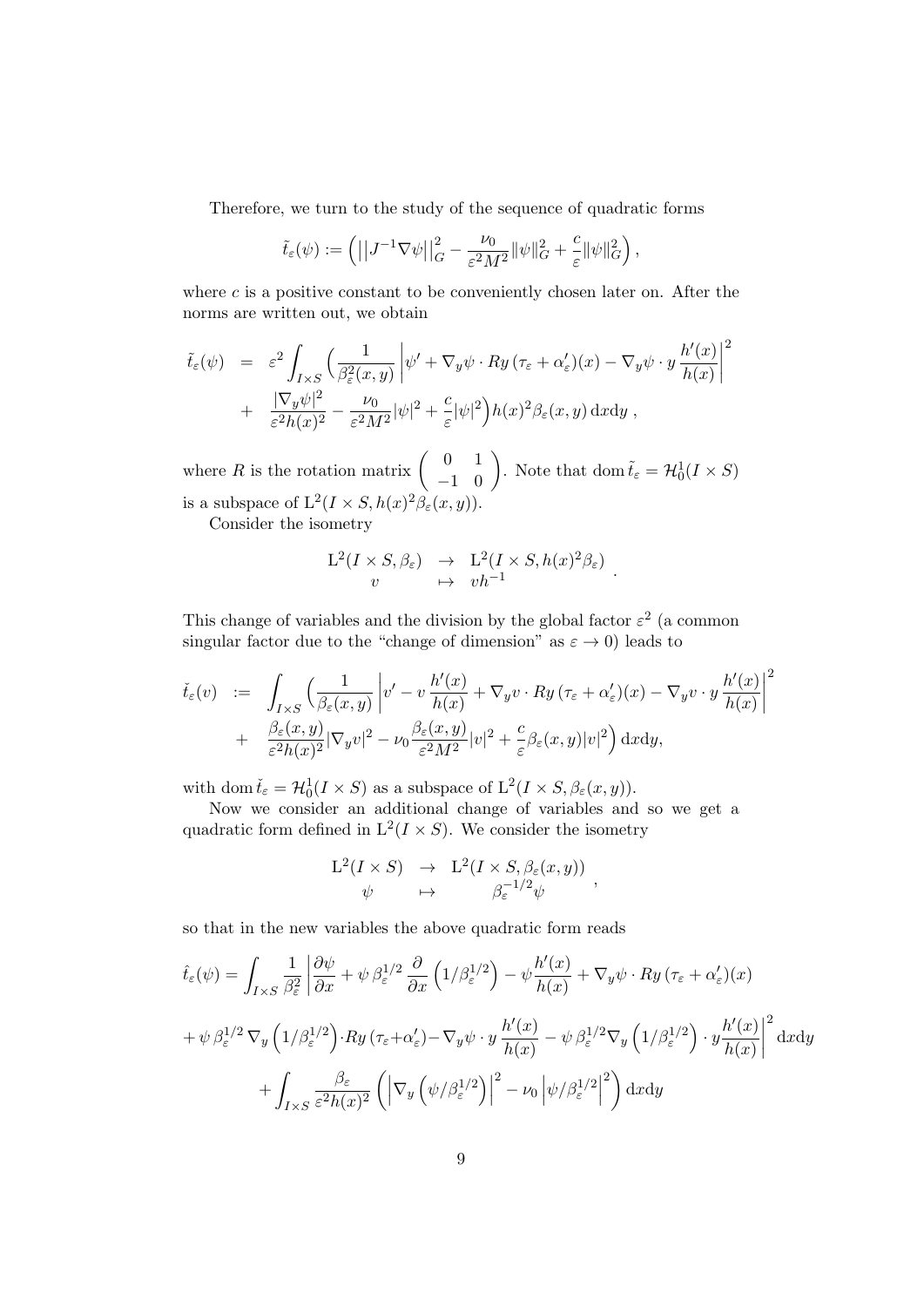Therefore, we turn to the study of the sequence of quadratic forms

$$\tilde{t}_\varepsilon(\psi) := \left( \left|\left| J^{-1}\nabla\psi \right|\right|_G^2 - \frac{\nu_0}{\varepsilon^2 M^2}\|\psi\|_G^2 + \frac{c}{\varepsilon}\|\psi\|_G^2 \right),$$

where $c$ is a positive constant to be conveniently chosen later on. After the norms are written out, we obtain

$$\begin{aligned}
\tilde{t}_\varepsilon(\psi) &= \varepsilon^2 \int_{I\times S} \Big( \frac{1}{\beta_\varepsilon^2(x,y)} \left| \psi' + \nabla_y\psi \cdot Ry\,(\tau_\varepsilon + \alpha_\varepsilon')(x) - \nabla_y\psi \cdot y\,\frac{h'(x)}{h(x)} \right|^2 \\
&+ \frac{|\nabla_y\psi|^2}{\varepsilon^2 h(x)^2} - \frac{\nu_0}{\varepsilon^2 M^2}|\psi|^2 + \frac{c}{\varepsilon}|\psi|^2 \Big) h(x)^2 \beta_\varepsilon(x,y)\,\mathrm{d}x\mathrm{d}y\,,
\end{aligned}$$

where $R$ is the rotation matrix $\begin{pmatrix} 0 & 1 \\ -1 & 0 \end{pmatrix}$. Note that $\operatorname{dom} \tilde{t}_\varepsilon = \mathcal{H}_0^1(I\times S)$ is a subspace of $\mathrm{L}^2(I\times S, h(x)^2\beta_\varepsilon(x,y))$.

Consider the isometry

$$\begin{array}{ccc} \mathrm{L}^2(I\times S, \beta_\varepsilon) & \to & \mathrm{L}^2(I\times S, h(x)^2\beta_\varepsilon) \\ v & \mapsto & vh^{-1} \end{array}.$$

This change of variables and the division by the global factor $\varepsilon^2$ (a common singular factor due to the "change of dimension" as $\varepsilon \to 0$) leads to

$$\begin{aligned}
\check{t}_\varepsilon(v) &:= \int_{I\times S} \Big( \frac{1}{\beta_\varepsilon(x,y)} \left| v' - v\,\frac{h'(x)}{h(x)} + \nabla_y v \cdot Ry\,(\tau_\varepsilon + \alpha_\varepsilon')(x) - \nabla_y v \cdot y\,\frac{h'(x)}{h(x)} \right|^2 \\
&+ \frac{\beta_\varepsilon(x,y)}{\varepsilon^2 h(x)^2}|\nabla_y v|^2 - \nu_0 \frac{\beta_\varepsilon(x,y)}{\varepsilon^2 M^2}|v|^2 + \frac{c}{\varepsilon}\beta_\varepsilon(x,y)|v|^2 \Big)\,\mathrm{d}x\mathrm{d}y,
\end{aligned}$$

with $\operatorname{dom} \check{t}_\varepsilon = \mathcal{H}_0^1(I\times S)$ as a subspace of $\mathrm{L}^2(I\times S, \beta_\varepsilon(x,y))$.

Now we consider an additional change of variables and so we get a quadratic form defined in $\mathrm{L}^2(I\times S)$. We consider the isometry

$$\begin{array}{ccc} \mathrm{L}^2(I\times S) & \to & \mathrm{L}^2(I\times S, \beta_\varepsilon(x,y)) \\ \psi & \mapsto & \beta_\varepsilon^{-1/2}\psi \end{array},$$

so that in the new variables the above quadratic form reads

$$\begin{aligned}
\hat{t}_\varepsilon(\psi) &= \int_{I\times S} \frac{1}{\beta_\varepsilon^2} \Bigg| \frac{\partial\psi}{\partial x} + \psi\,\beta_\varepsilon^{1/2}\,\frac{\partial}{\partial x}\left(1/\beta_\varepsilon^{1/2}\right) - \psi\,\frac{h'(x)}{h(x)} + \nabla_y\psi \cdot Ry\,(\tau_\varepsilon + \alpha_\varepsilon')(x) \\
&+ \psi\,\beta_\varepsilon^{1/2}\,\nabla_y\left(1/\beta_\varepsilon^{1/2}\right) \cdot Ry\,(\tau_\varepsilon + \alpha_\varepsilon') - \nabla_y\psi \cdot y\,\frac{h'(x)}{h(x)} - \psi\,\beta_\varepsilon^{1/2}\nabla_y\left(1/\beta_\varepsilon^{1/2}\right) \cdot y\frac{h'(x)}{h(x)} \Bigg|^2 \mathrm{d}x\mathrm{d}y \\
&+ \int_{I\times S} \frac{\beta_\varepsilon}{\varepsilon^2 h(x)^2} \left( \left|\nabla_y\left(\psi/\beta_\varepsilon^{1/2}\right)\right|^2 - \nu_0 \left|\psi/\beta_\varepsilon^{1/2}\right|^2 \right) \mathrm{d}x\mathrm{d}y
\end{aligned}$$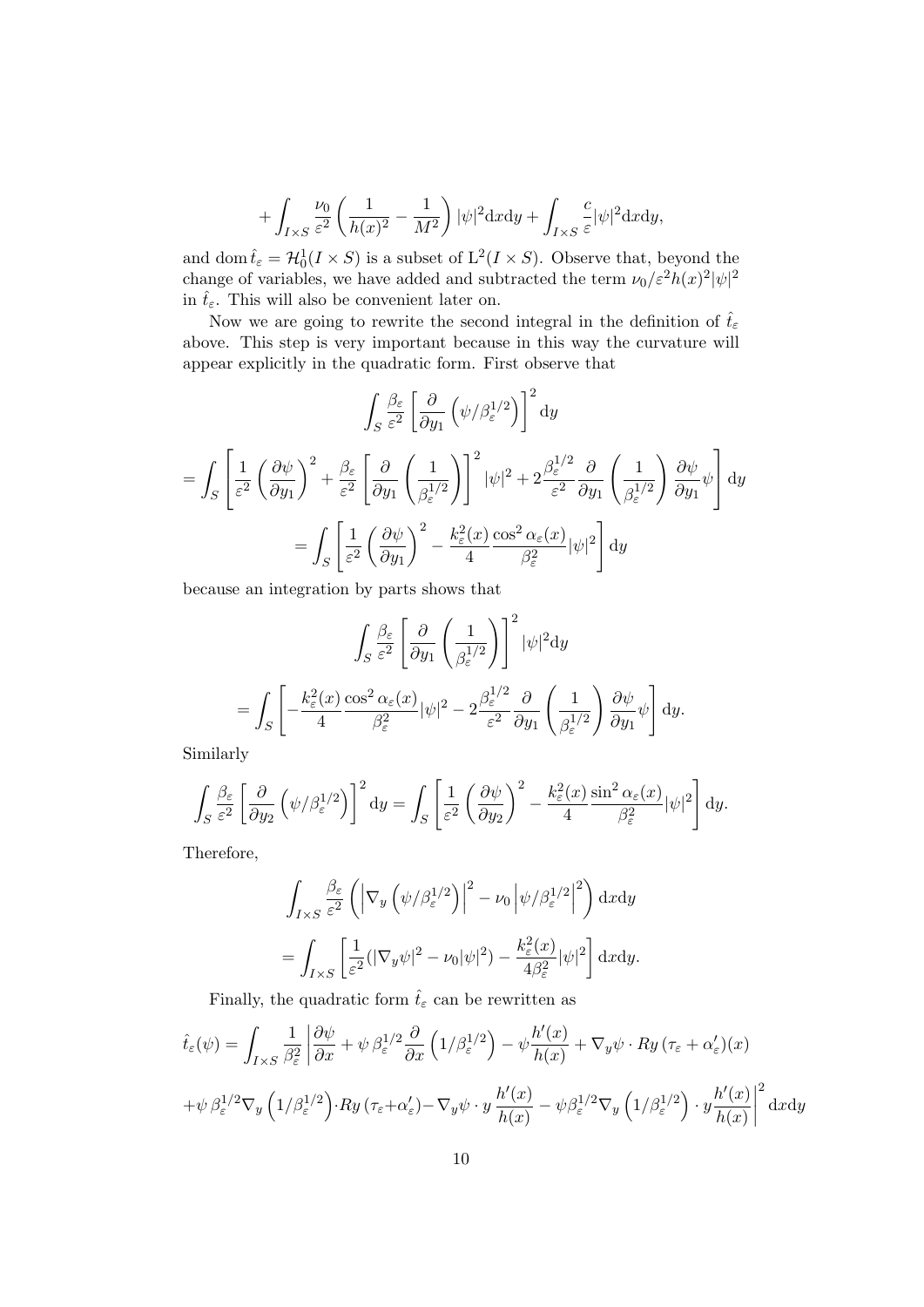$$+\int_{I\times S}\frac{\nu_0}{\varepsilon^2}\left(\frac{1}{h(x)^2}-\frac{1}{M^2}\right)|\psi|^2\mathrm{d}x\mathrm{d}y+\int_{I\times S}\frac{c}{\varepsilon}|\psi|^2\mathrm{d}x\mathrm{d}y,$$

and $\operatorname{dom}\hat{t}_\varepsilon=\mathcal{H}_0^1(I\times S)$ is a subset of $\mathrm{L}^2(I\times S)$. Observe that, beyond the change of variables, we have added and subtracted the term $\nu_0/\varepsilon^2 h(x)^2|\psi|^2$ in $\hat{t}_\varepsilon$. This will also be convenient later on.

Now we are going to rewrite the second integral in the definition of $\hat{t}_\varepsilon$ above. This step is very important because in this way the curvature will appear explicitly in the quadratic form. First observe that

$$\int_S\frac{\beta_\varepsilon}{\varepsilon^2}\left[\frac{\partial}{\partial y_1}\left(\psi/\beta_\varepsilon^{1/2}\right)\right]^2\mathrm{d}y$$

$$=\int_S\left[\frac{1}{\varepsilon^2}\left(\frac{\partial\psi}{\partial y_1}\right)^2+\frac{\beta_\varepsilon}{\varepsilon^2}\left[\frac{\partial}{\partial y_1}\left(\frac{1}{\beta_\varepsilon^{1/2}}\right)\right]^2|\psi|^2+2\frac{\beta_\varepsilon^{1/2}}{\varepsilon^2}\frac{\partial}{\partial y_1}\left(\frac{1}{\beta_\varepsilon^{1/2}}\right)\frac{\partial\psi}{\partial y_1}\psi\right]\mathrm{d}y$$

$$=\int_S\left[\frac{1}{\varepsilon^2}\left(\frac{\partial\psi}{\partial y_1}\right)^2-\frac{k_\varepsilon^2(x)}{4}\frac{\cos^2\alpha_\varepsilon(x)}{\beta_\varepsilon^2}|\psi|^2\right]\mathrm{d}y$$

because an integration by parts shows that

$$\int_S\frac{\beta_\varepsilon}{\varepsilon^2}\left[\frac{\partial}{\partial y_1}\left(\frac{1}{\beta_\varepsilon^{1/2}}\right)\right]^2|\psi|^2\mathrm{d}y$$

$$=\int_S\left[-\frac{k_\varepsilon^2(x)}{4}\frac{\cos^2\alpha_\varepsilon(x)}{\beta_\varepsilon^2}|\psi|^2-2\frac{\beta_\varepsilon^{1/2}}{\varepsilon^2}\frac{\partial}{\partial y_1}\left(\frac{1}{\beta_\varepsilon^{1/2}}\right)\frac{\partial\psi}{\partial y_1}\psi\right]\mathrm{d}y.$$

Similarly

$$\int_S\frac{\beta_\varepsilon}{\varepsilon^2}\left[\frac{\partial}{\partial y_2}\left(\psi/\beta_\varepsilon^{1/2}\right)\right]^2\mathrm{d}y=\int_S\left[\frac{1}{\varepsilon^2}\left(\frac{\partial\psi}{\partial y_2}\right)^2-\frac{k_\varepsilon^2(x)}{4}\frac{\sin^2\alpha_\varepsilon(x)}{\beta_\varepsilon^2}|\psi|^2\right]\mathrm{d}y.$$

Therefore,

$$\int_{I\times S}\frac{\beta_\varepsilon}{\varepsilon^2}\left(\left|\nabla_y\left(\psi/\beta_\varepsilon^{1/2}\right)\right|^2-\nu_0\left|\psi/\beta_\varepsilon^{1/2}\right|^2\right)\mathrm{d}x\mathrm{d}y$$

$$=\int_{I\times S}\left[\frac{1}{\varepsilon^2}(|\nabla_y\psi|^2-\nu_0|\psi|^2)-\frac{k_\varepsilon^2(x)}{4\beta_\varepsilon^2}|\psi|^2\right]\mathrm{d}x\mathrm{d}y.$$

Finally, the quadratic form $\hat{t}_\varepsilon$ can be rewritten as

$$\hat{t}_\varepsilon(\psi)=\int_{I\times S}\frac{1}{\beta_\varepsilon^2}\left|\frac{\partial\psi}{\partial x}+\psi\,\beta_\varepsilon^{1/2}\frac{\partial}{\partial x}\left(1/\beta_\varepsilon^{1/2}\right)-\psi\frac{h'(x)}{h(x)}+\nabla_y\psi\cdot Ry\,(\tau_\varepsilon+\alpha_\varepsilon')(x)\right.$$

$$\left.+\psi\,\beta_\varepsilon^{1/2}\nabla_y\left(1/\beta_\varepsilon^{1/2}\right)\cdot Ry\,(\tau_\varepsilon+\alpha_\varepsilon')-\nabla_y\psi\cdot y\,\frac{h'(x)}{h(x)}-\psi\beta_\varepsilon^{1/2}\nabla_y\left(1/\beta_\varepsilon^{1/2}\right)\cdot y\frac{h'(x)}{h(x)}\right|^2\mathrm{d}x\mathrm{d}y$$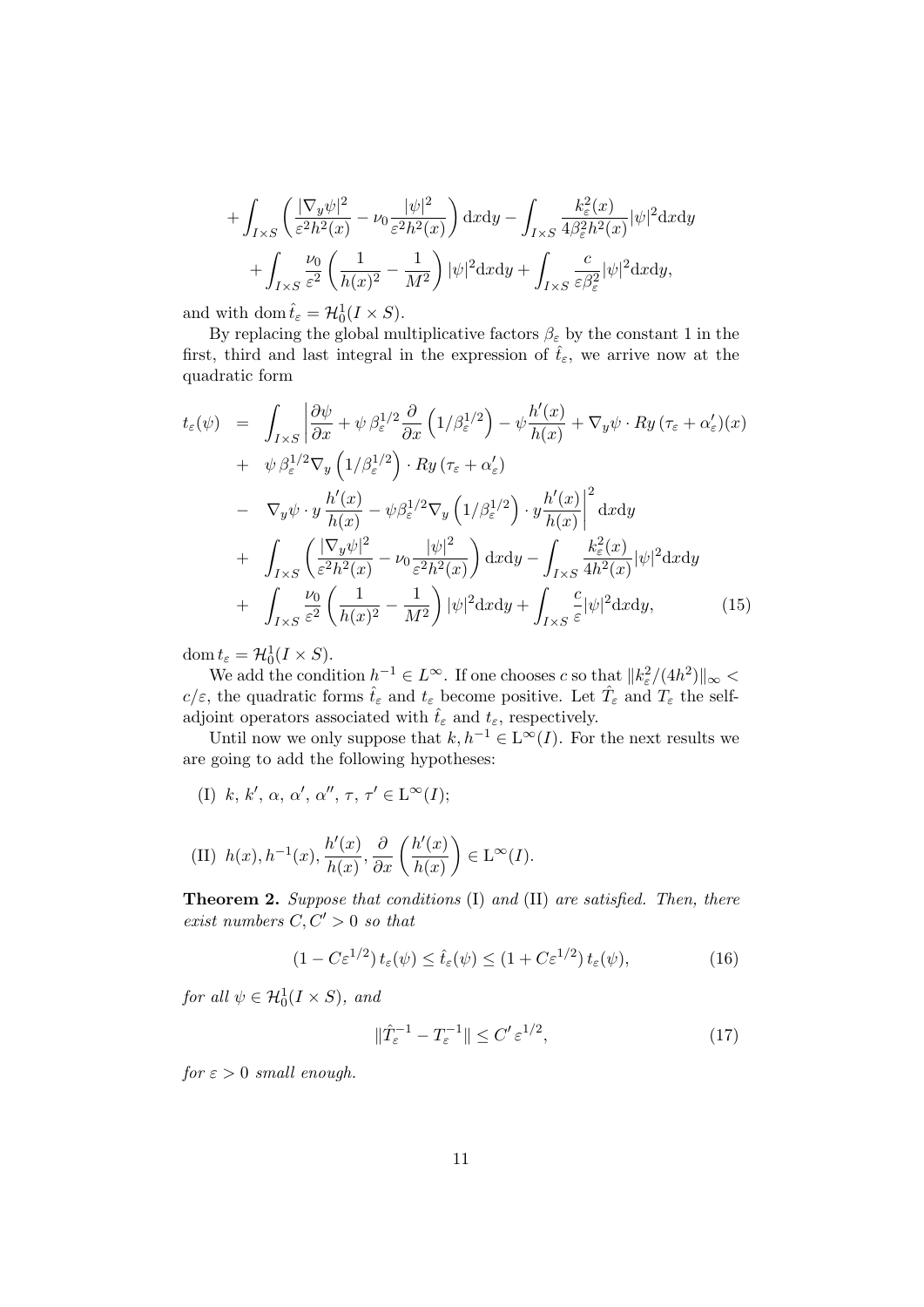$$+\int_{I\times S}\left(\frac{|\nabla_y\psi|^2}{\varepsilon^2h^2(x)}-\nu_0\frac{|\psi|^2}{\varepsilon^2h^2(x)}\right)\mathrm{d}x\mathrm{d}y-\int_{I\times S}\frac{k_\varepsilon^2(x)}{4\beta_\varepsilon^2h^2(x)}|\psi|^2\mathrm{d}x\mathrm{d}y$$
$$+\int_{I\times S}\frac{\nu_0}{\varepsilon^2}\left(\frac{1}{h(x)^2}-\frac{1}{M^2}\right)|\psi|^2\mathrm{d}x\mathrm{d}y+\int_{I\times S}\frac{c}{\varepsilon\beta_\varepsilon^2}|\psi|^2\mathrm{d}x\mathrm{d}y,$$

and with $\mathrm{dom}\,\hat{t}_\varepsilon=\mathcal{H}_0^1(I\times S)$.

By replacing the global multiplicative factors $\beta_\varepsilon$ by the constant 1 in the first, third and last integral in the expression of $\hat{t}_\varepsilon$, we arrive now at the quadratic form

$$\begin{aligned}
t_\varepsilon(\psi) &= \int_{I\times S}\left|\frac{\partial\psi}{\partial x}+\psi\,\beta_\varepsilon^{1/2}\frac{\partial}{\partial x}\left(1/\beta_\varepsilon^{1/2}\right)-\psi\frac{h'(x)}{h(x)}+\nabla_y\psi\cdot Ry\,(\tau_\varepsilon+\alpha_\varepsilon')(x)\right.\\
&+\ \psi\,\beta_\varepsilon^{1/2}\nabla_y\left(1/\beta_\varepsilon^{1/2}\right)\cdot Ry\,(\tau_\varepsilon+\alpha_\varepsilon')\\
&-\ \left.\nabla_y\psi\cdot y\,\frac{h'(x)}{h(x)}-\psi\beta_\varepsilon^{1/2}\nabla_y\left(1/\beta_\varepsilon^{1/2}\right)\cdot y\frac{h'(x)}{h(x)}\right|^2\mathrm{d}x\mathrm{d}y\\
&+\ \int_{I\times S}\left(\frac{|\nabla_y\psi|^2}{\varepsilon^2h^2(x)}-\nu_0\frac{|\psi|^2}{\varepsilon^2h^2(x)}\right)\mathrm{d}x\mathrm{d}y-\int_{I\times S}\frac{k_\varepsilon^2(x)}{4h^2(x)}|\psi|^2\mathrm{d}x\mathrm{d}y\\
&+\ \int_{I\times S}\frac{\nu_0}{\varepsilon^2}\left(\frac{1}{h(x)^2}-\frac{1}{M^2}\right)|\psi|^2\mathrm{d}x\mathrm{d}y+\int_{I\times S}\frac{c}{\varepsilon}|\psi|^2\mathrm{d}x\mathrm{d}y,
\end{aligned}\tag{15}$$

$\mathrm{dom}\,t_\varepsilon=\mathcal{H}_0^1(I\times S)$.

We add the condition $h^{-1}\in L^\infty$. If one chooses $c$ so that $\|k_\varepsilon^2/(4h^2)\|_\infty<c/\varepsilon$, the quadratic forms $\hat{t}_\varepsilon$ and $t_\varepsilon$ become positive. Let $\hat{T}_\varepsilon$ and $T_\varepsilon$ the self-adjoint operators associated with $\hat{t}_\varepsilon$ and $t_\varepsilon$, respectively.

Until now we only suppose that $k,h^{-1}\in\mathrm{L}^\infty(I)$. For the next results we are going to add the following hypotheses:

(I) $k,\,k',\,\alpha,\,\alpha',\,\alpha'',\,\tau,\,\tau'\in\mathrm{L}^\infty(I)$;

(II) $h(x),h^{-1}(x),\dfrac{h'(x)}{h(x)},\dfrac{\partial}{\partial x}\left(\dfrac{h'(x)}{h(x)}\right)\in\mathrm{L}^\infty(I)$.

**Theorem 2.** *Suppose that conditions* (I) *and* (II) *are satisfied. Then, there exist numbers $C,C'>0$ so that*

$$(1-C\varepsilon^{1/2})\,t_\varepsilon(\psi)\le\hat{t}_\varepsilon(\psi)\le(1+C\varepsilon^{1/2})\,t_\varepsilon(\psi),\tag{16}$$

*for all $\psi\in\mathcal{H}_0^1(I\times S)$, and*

$$\|\hat{T}_\varepsilon^{-1}-T_\varepsilon^{-1}\|\le C'\,\varepsilon^{1/2},\tag{17}$$

*for $\varepsilon>0$ small enough.*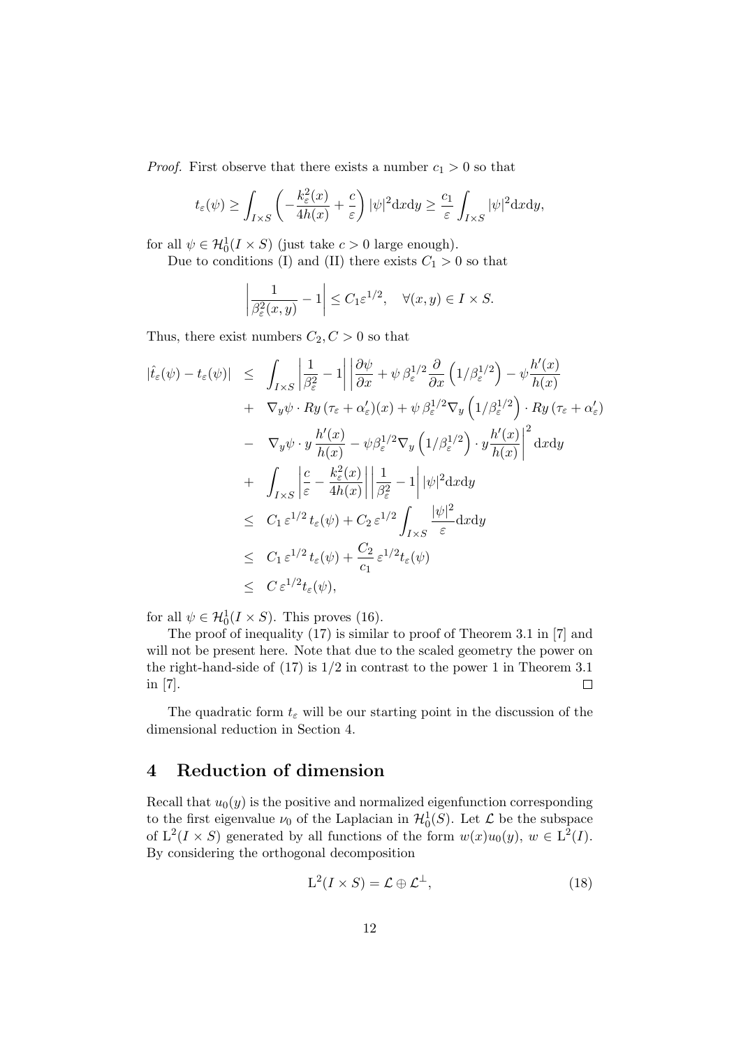*Proof.* First observe that there exists a number $c_1 > 0$ so that

$$t_\varepsilon(\psi) \geq \int_{I\times S} \left( -\frac{k_\varepsilon^2(x)}{4h(x)} + \frac{c}{\varepsilon} \right) |\psi|^2 \mathrm{d}x\mathrm{d}y \geq \frac{c_1}{\varepsilon} \int_{I\times S} |\psi|^2 \mathrm{d}x\mathrm{d}y,$$

for all $\psi \in \mathcal{H}_0^1(I\times S)$ (just take $c > 0$ large enough).

Due to conditions (I) and (II) there exists $C_1 > 0$ so that

$$\left| \frac{1}{\beta_\varepsilon^2(x,y)} - 1 \right| \leq C_1 \varepsilon^{1/2}, \quad \forall (x,y) \in I \times S.$$

Thus, there exist numbers $C_2, C > 0$ so that

$$\begin{aligned}
|\hat{t}_\varepsilon(\psi) - t_\varepsilon(\psi)| \;\leq\; & \int_{I\times S} \left| \frac{1}{\beta_\varepsilon^2} - 1 \right| \left| \frac{\partial \psi}{\partial x} + \psi\, \beta_\varepsilon^{1/2} \frac{\partial}{\partial x} \left( 1/\beta_\varepsilon^{1/2} \right) - \psi \frac{h'(x)}{h(x)} \right. \\
& + \nabla_y \psi \cdot Ry\, (\tau_\varepsilon + \alpha_\varepsilon')(x) + \psi\, \beta_\varepsilon^{1/2} \nabla_y \left( 1/\beta_\varepsilon^{1/2} \right) \cdot Ry\, (\tau_\varepsilon + \alpha_\varepsilon') \\
& \left. - \nabla_y \psi \cdot y\, \frac{h'(x)}{h(x)} - \psi \beta_\varepsilon^{1/2} \nabla_y \left( 1/\beta_\varepsilon^{1/2} \right) \cdot y \frac{h'(x)}{h(x)} \right|^2 \mathrm{d}x\mathrm{d}y \\
& + \int_{I\times S} \left| \frac{c}{\varepsilon} - \frac{k_\varepsilon^2(x)}{4h(x)} \right| \left| \frac{1}{\beta_\varepsilon^2} - 1 \right| |\psi|^2 \mathrm{d}x\mathrm{d}y \\
\leq\; & C_1\, \varepsilon^{1/2}\, t_\varepsilon(\psi) + C_2\, \varepsilon^{1/2} \int_{I\times S} \frac{|\psi|^2}{\varepsilon} \mathrm{d}x\mathrm{d}y \\
\leq\; & C_1\, \varepsilon^{1/2}\, t_\varepsilon(\psi) + \frac{C_2}{c_1}\, \varepsilon^{1/2} t_\varepsilon(\psi) \\
\leq\; & C\, \varepsilon^{1/2} t_\varepsilon(\psi),
\end{aligned}$$

for all $\psi \in \mathcal{H}_0^1(I\times S)$. This proves (16).

The proof of inequality (17) is similar to proof of Theorem 3.1 in [7] and will not be present here. Note that due to the scaled geometry the power on the right-hand-side of (17) is $1/2$ in contrast to the power 1 in Theorem 3.1 in [7]. $\square$

The quadratic form $t_\varepsilon$ will be our starting point in the discussion of the dimensional reduction in Section 4.

## 4 Reduction of dimension

Recall that $u_0(y)$ is the positive and normalized eigenfunction corresponding to the first eigenvalue $\nu_0$ of the Laplacian in $\mathcal{H}_0^1(S)$. Let $\mathcal{L}$ be the subspace of $\mathrm{L}^2(I\times S)$ generated by all functions of the form $w(x)u_0(y)$, $w \in \mathrm{L}^2(I)$. By considering the orthogonal decomposition

$$\mathrm{L}^2(I\times S) = \mathcal{L} \oplus \mathcal{L}^\perp, \tag{18}$$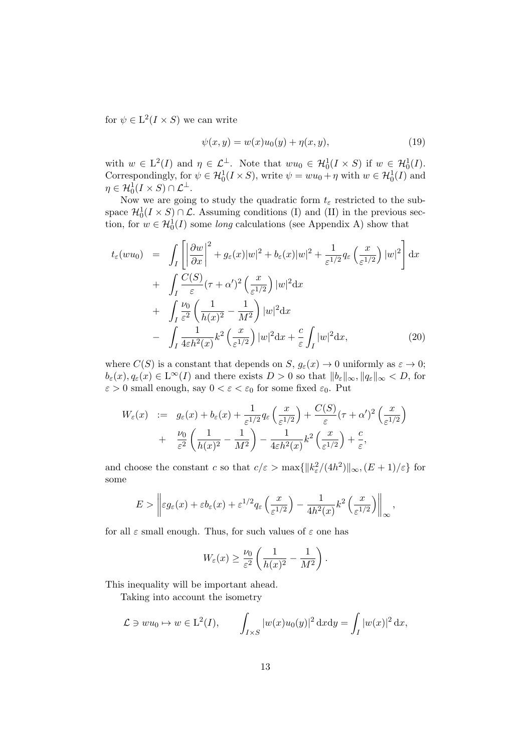for $\psi \in \mathrm{L}^2(I \times S)$ we can write

$$\psi(x,y) = w(x)u_0(y) + \eta(x,y), \tag{19}$$

with $w \in \mathrm{L}^2(I)$ and $\eta \in \mathcal{L}^\perp$. Note that $wu_0 \in \mathcal{H}_0^1(I \times S)$ if $w \in \mathcal{H}_0^1(I)$. Correspondingly, for $\psi \in \mathcal{H}_0^1(I \times S)$, write $\psi = wu_0 + \eta$ with $w \in \mathcal{H}_0^1(I)$ and $\eta \in \mathcal{H}_0^1(I \times S) \cap \mathcal{L}^\perp$.

Now we are going to study the quadratic form $t_\varepsilon$ restricted to the subspace $\mathcal{H}_0^1(I \times S) \cap \mathcal{L}$. Assuming conditions (I) and (II) in the previous section, for $w \in \mathcal{H}_0^1(I)$ some *long* calculations (see Appendix A) show that

$$\begin{aligned}
t_\varepsilon(wu_0) &= \int_I \left[ \left| \frac{\partial w}{\partial x} \right|^2 + g_\varepsilon(x)|w|^2 + b_\varepsilon(x)|w|^2 + \frac{1}{\varepsilon^{1/2}} q_\varepsilon\left(\frac{x}{\varepsilon^{1/2}}\right)|w|^2 \right] \mathrm{d}x \\
&+ \int_I \frac{C(S)}{\varepsilon}(\tau + \alpha')^2 \left(\frac{x}{\varepsilon^{1/2}}\right)|w|^2 \mathrm{d}x \\
&+ \int_I \frac{\nu_0}{\varepsilon^2}\left(\frac{1}{h(x)^2} - \frac{1}{M^2}\right)|w|^2 \mathrm{d}x \\
&- \int_I \frac{1}{4\varepsilon h^2(x)} k^2\left(\frac{x}{\varepsilon^{1/2}}\right)|w|^2 \mathrm{d}x + \frac{c}{\varepsilon}\int_I |w|^2 \mathrm{d}x,
\end{aligned} \tag{20}$$

where $C(S)$ is a constant that depends on $S$, $g_\varepsilon(x) \to 0$ uniformly as $\varepsilon \to 0$; $b_\varepsilon(x), q_\varepsilon(x) \in \mathrm{L}^\infty(I)$ and there exists $D > 0$ so that $\|b_\varepsilon\|_\infty, \|q_\varepsilon\|_\infty < D$, for $\varepsilon > 0$ small enough, say $0 < \varepsilon < \varepsilon_0$ for some fixed $\varepsilon_0$. Put

$$\begin{aligned}
W_\varepsilon(x) &:= g_\varepsilon(x) + b_\varepsilon(x) + \frac{1}{\varepsilon^{1/2}} q_\varepsilon\left(\frac{x}{\varepsilon^{1/2}}\right) + \frac{C(S)}{\varepsilon}(\tau + \alpha')^2\left(\frac{x}{\varepsilon^{1/2}}\right) \\
&+ \frac{\nu_0}{\varepsilon^2}\left(\frac{1}{h(x)^2} - \frac{1}{M^2}\right) - \frac{1}{4\varepsilon h^2(x)} k^2\left(\frac{x}{\varepsilon^{1/2}}\right) + \frac{c}{\varepsilon},
\end{aligned}$$

and choose the constant $c$ so that $c/\varepsilon > \max\{\|k_\varepsilon^2/(4h^2)\|_\infty, (E+1)/\varepsilon\}$ for some

$$E > \left\| \varepsilon g_\varepsilon(x) + \varepsilon b_\varepsilon(x) + \varepsilon^{1/2} q_\varepsilon\left(\frac{x}{\varepsilon^{1/2}}\right) - \frac{1}{4h^2(x)} k^2\left(\frac{x}{\varepsilon^{1/2}}\right) \right\|_\infty,$$

for all $\varepsilon$ small enough. Thus, for such values of $\varepsilon$ one has

$$W_\varepsilon(x) \geq \frac{\nu_0}{\varepsilon^2}\left(\frac{1}{h(x)^2} - \frac{1}{M^2}\right).$$

This inequality will be important ahead.

Taking into account the isometry

$$\mathcal{L} \ni wu_0 \mapsto w \in \mathrm{L}^2(I), \qquad \int_{I \times S} |w(x)u_0(y)|^2 \,\mathrm{d}x\mathrm{d}y = \int_I |w(x)|^2 \,\mathrm{d}x,$$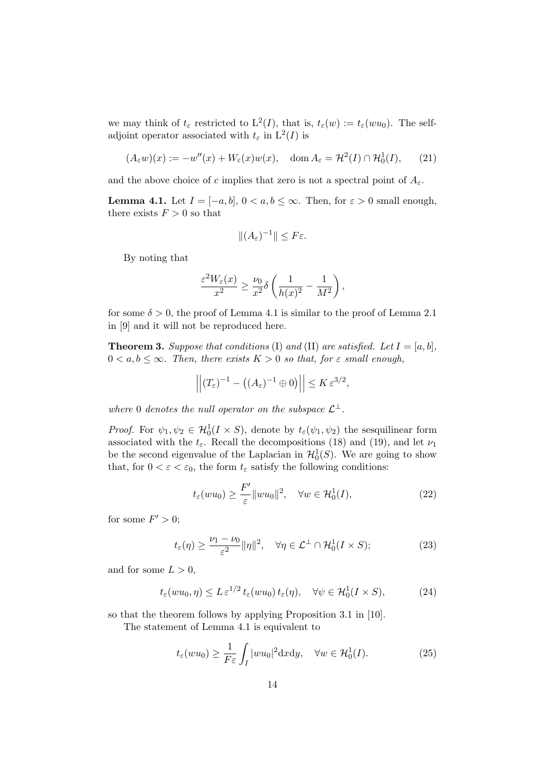we may think of $t_\varepsilon$ restricted to $\mathrm{L}^2(I)$, that is, $t_\varepsilon(w) := t_\varepsilon(wu_0)$. The self-adjoint operator associated with $t_\varepsilon$ in $\mathrm{L}^2(I)$ is

$$(A_\varepsilon w)(x) := -w''(x) + W_\varepsilon(x)w(x), \quad \operatorname{dom} A_\varepsilon = \mathcal{H}^2(I) \cap \mathcal{H}^1_0(I), \tag{21}$$

and the above choice of $c$ implies that zero is not a spectral point of $A_\varepsilon$.

**Lemma 4.1.** Let $I = [-a, b]$, $0 < a, b \leq \infty$. Then, for $\varepsilon > 0$ small enough, there exists $F > 0$ so that

$$\|(A_\varepsilon)^{-1}\| \leq F\varepsilon.$$

By noting that

$$\frac{\varepsilon^2 W_\varepsilon(x)}{x^2} \geq \frac{\nu_0}{x^2}\delta\left(\frac{1}{h(x)^2} - \frac{1}{M^2}\right),$$

for some $\delta > 0$, the proof of Lemma 4.1 is similar to the proof of Lemma 2.1 in [9] and it will not be reproduced here.

**Theorem 3.** *Suppose that conditions* (I) *and* (II) *are satisfied. Let $I = [a, b]$, $0 < a, b \leq \infty$. Then, there exists $K > 0$ so that, for $\varepsilon$ small enough,*

$$\left\| (T_\varepsilon)^{-1} - \left((A_\varepsilon)^{-1} \oplus 0\right) \right\| \leq K\, \varepsilon^{3/2},$$

*where* 0 *denotes the null operator on the subspace $\mathcal{L}^\perp$.*

*Proof.* For $\psi_1, \psi_2 \in \mathcal{H}^1_0(I \times S)$, denote by $t_\varepsilon(\psi_1, \psi_2)$ the sesquilinear form associated with the $t_\varepsilon$. Recall the decompositions (18) and (19), and let $\nu_1$ be the second eigenvalue of the Laplacian in $\mathcal{H}^1_0(S)$. We are going to show that, for $0 < \varepsilon < \varepsilon_0$, the form $t_\varepsilon$ satisfy the following conditions:

$$t_\varepsilon(wu_0) \geq \frac{F'}{\varepsilon}\|wu_0\|^2, \quad \forall w \in \mathcal{H}^1_0(I), \tag{22}$$

for some $F' > 0$;

$$t_\varepsilon(\eta) \geq \frac{\nu_1 - \nu_0}{\varepsilon^2}\|\eta\|^2, \quad \forall \eta \in \mathcal{L}^\perp \cap \mathcal{H}^1_0(I \times S); \tag{23}$$

and for some $L > 0$,

$$t_\varepsilon(wu_0, \eta) \leq L\, \varepsilon^{1/2}\, t_\varepsilon(wu_0)\, t_\varepsilon(\eta), \quad \forall \psi \in \mathcal{H}^1_0(I \times S), \tag{24}$$

so that the theorem follows by applying Proposition 3.1 in [10].

The statement of Lemma 4.1 is equivalent to

$$t_\varepsilon(wu_0) \geq \frac{1}{F\varepsilon}\int_I |wu_0|^2 \mathrm{d}x\mathrm{d}y, \quad \forall w \in \mathcal{H}^1_0(I). \tag{25}$$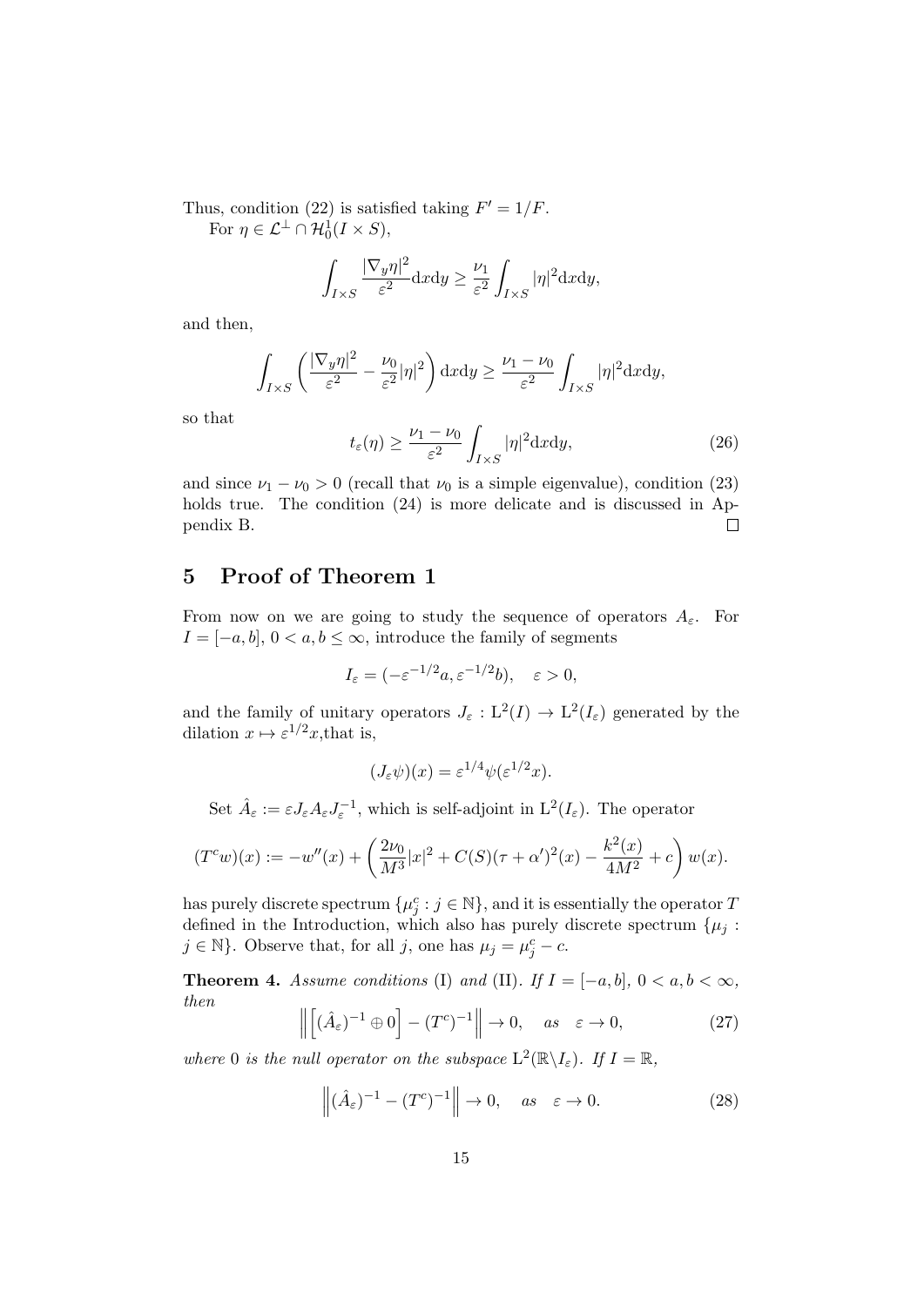Thus, condition (22) is satisfied taking $F' = 1/F$.

For $\eta \in \mathcal{L}^\perp \cap \mathcal{H}_0^1(I \times S)$,

$$\int_{I\times S} \frac{|\nabla_y \eta|^2}{\varepsilon^2} \mathrm{d}x\mathrm{d}y \geq \frac{\nu_1}{\varepsilon^2} \int_{I\times S} |\eta|^2 \mathrm{d}x\mathrm{d}y,$$

and then,

$$\int_{I\times S} \left( \frac{|\nabla_y \eta|^2}{\varepsilon^2} - \frac{\nu_0}{\varepsilon^2}|\eta|^2 \right) \mathrm{d}x\mathrm{d}y \geq \frac{\nu_1 - \nu_0}{\varepsilon^2} \int_{I\times S} |\eta|^2 \mathrm{d}x\mathrm{d}y,$$

so that

$$t_\varepsilon(\eta) \geq \frac{\nu_1 - \nu_0}{\varepsilon^2} \int_{I\times S} |\eta|^2 \mathrm{d}x\mathrm{d}y, \tag{26}$$

and since $\nu_1 - \nu_0 > 0$ (recall that $\nu_0$ is a simple eigenvalue), condition (23) holds true. The condition (24) is more delicate and is discussed in Appendix B. $\square$

## 5 Proof of Theorem 1

From now on we are going to study the sequence of operators $A_\varepsilon$. For $I = [-a, b]$, $0 < a, b \leq \infty$, introduce the family of segments

$$I_\varepsilon = (-\varepsilon^{-1/2}a, \varepsilon^{-1/2}b), \quad \varepsilon > 0,$$

and the family of unitary operators $J_\varepsilon : \mathrm{L}^2(I) \to \mathrm{L}^2(I_\varepsilon)$ generated by the dilation $x \mapsto \varepsilon^{1/2}x$,that is,

$$(J_\varepsilon \psi)(x) = \varepsilon^{1/4}\psi(\varepsilon^{1/2}x).$$

Set $\hat{A}_\varepsilon := \varepsilon J_\varepsilon A_\varepsilon J_\varepsilon^{-1}$, which is self-adjoint in $\mathrm{L}^2(I_\varepsilon)$. The operator

$$(T^c w)(x) := -w''(x) + \left( \frac{2\nu_0}{M^3}|x|^2 + C(S)(\tau + \alpha')^2(x) - \frac{k^2(x)}{4M^2} + c \right) w(x).$$

has purely discrete spectrum $\{\mu_j^c : j \in \mathbb{N}\}$, and it is essentially the operator $T$ defined in the Introduction, which also has purely discrete spectrum $\{\mu_j : j \in \mathbb{N}\}$. Observe that, for all $j$, one has $\mu_j = \mu_j^c - c$.

**Theorem 4.** *Assume conditions* (I) *and* (II)*. If $I = [-a, b]$, $0 < a, b < \infty$, then*

$$\left\| \left[ (\hat{A}_\varepsilon)^{-1} \oplus 0 \right] - (T^c)^{-1} \right\| \to 0, \quad \textit{as} \quad \varepsilon \to 0, \tag{27}$$

*where 0 is the null operator on the subspace $\mathrm{L}^2(\mathbb{R}\backslash I_\varepsilon)$. If $I = \mathbb{R}$,*

$$\left\| (\hat{A}_\varepsilon)^{-1} - (T^c)^{-1} \right\| \to 0, \quad \textit{as} \quad \varepsilon \to 0. \tag{28}$$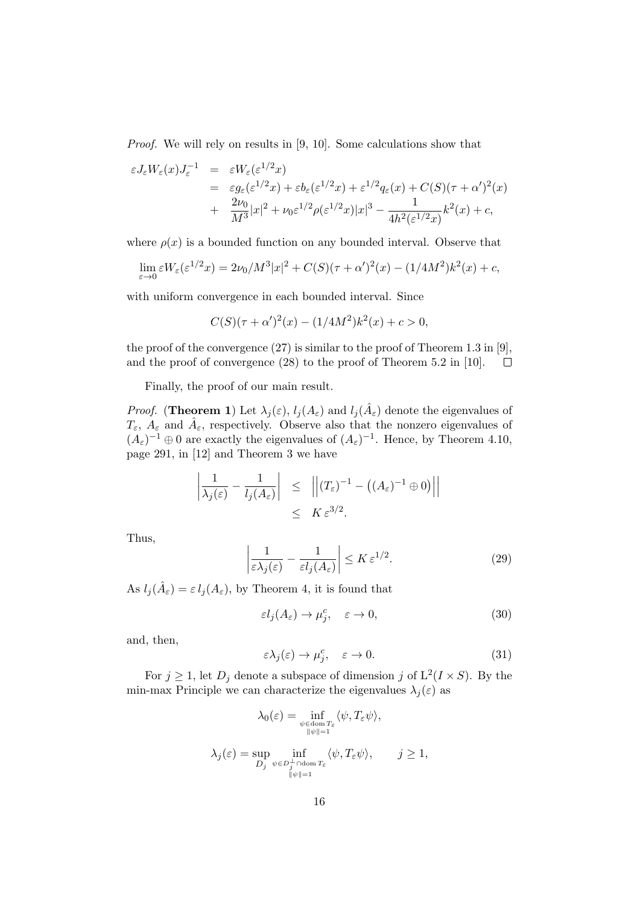*Proof.* We will rely on results in [9, 10]. Some calculations show that

$$
\begin{aligned}
\varepsilon J_\varepsilon W_\varepsilon(x) J_\varepsilon^{-1} &= \varepsilon W_\varepsilon(\varepsilon^{1/2}x) \\
&= \varepsilon g_\varepsilon(\varepsilon^{1/2}x) + \varepsilon b_\varepsilon(\varepsilon^{1/2}x) + \varepsilon^{1/2} q_\varepsilon(x) + C(S)(\tau + \alpha')^2(x) \\
&+ \frac{2\nu_0}{M^3}|x|^2 + \nu_0 \varepsilon^{1/2} \rho(\varepsilon^{1/2}x)|x|^3 - \frac{1}{4h^2(\varepsilon^{1/2}x)} k^2(x) + c,
\end{aligned}
$$

where $\rho(x)$ is a bounded function on any bounded interval. Observe that

$$
\lim_{\varepsilon \to 0} \varepsilon W_\varepsilon(\varepsilon^{1/2}x) = 2\nu_0/M^3 |x|^2 + C(S)(\tau + \alpha')^2(x) - (1/4M^2)k^2(x) + c,
$$

with uniform convergence in each bounded interval. Since

$$
C(S)(\tau + \alpha')^2(x) - (1/4M^2)k^2(x) + c > 0,
$$

the proof of the convergence (27) is similar to the proof of Theorem 1.3 in [9], and the proof of convergence (28) to the proof of Theorem 5.2 in [10]. $\square$

Finally, the proof of our main result.

*Proof.* (**Theorem 1**) Let $\lambda_j(\varepsilon)$, $l_j(A_\varepsilon)$ and $l_j(\hat{A}_\varepsilon)$ denote the eigenvalues of $T_\varepsilon$, $A_\varepsilon$ and $\hat{A}_\varepsilon$, respectively. Observe also that the nonzero eigenvalues of $(A_\varepsilon)^{-1} \oplus 0$ are exactly the eigenvalues of $(A_\varepsilon)^{-1}$. Hence, by Theorem 4.10, page 291, in [12] and Theorem 3 we have

$$
\begin{aligned}
\left| \frac{1}{\lambda_j(\varepsilon)} - \frac{1}{l_j(A_\varepsilon)} \right| &\leq \left\| (T_\varepsilon)^{-1} - \left( (A_\varepsilon)^{-1} \oplus 0 \right) \right\| \\
&\leq K\, \varepsilon^{3/2}.
\end{aligned}
$$

Thus,

$$
\left| \frac{1}{\varepsilon \lambda_j(\varepsilon)} - \frac{1}{\varepsilon l_j(A_\varepsilon)} \right| \leq K\, \varepsilon^{1/2}. \tag{29}
$$

As $l_j(\hat{A}_\varepsilon) = \varepsilon\, l_j(A_\varepsilon)$, by Theorem 4, it is found that

$$
\varepsilon l_j(A_\varepsilon) \to \mu_j^c, \quad \varepsilon \to 0, \tag{30}
$$

and, then,

$$
\varepsilon \lambda_j(\varepsilon) \to \mu_j^c, \quad \varepsilon \to 0. \tag{31}
$$

For $j \geq 1$, let $D_j$ denote a subspace of dimension $j$ of $\mathrm{L}^2(I \times S)$. By the min-max Principle we can characterize the eigenvalues $\lambda_j(\varepsilon)$ as

$$
\lambda_0(\varepsilon) = \inf_{\substack{\psi \in \mathrm{dom}\, T_\varepsilon \\ \|\psi\|=1}} \langle \psi, T_\varepsilon \psi \rangle,
$$

$$
\lambda_j(\varepsilon) = \sup_{D_j} \inf_{\substack{\psi \in D_j^\perp \cap \mathrm{dom}\, T_\varepsilon \\ \|\psi\|=1}} \langle \psi, T_\varepsilon \psi \rangle, \qquad j \geq 1,
$$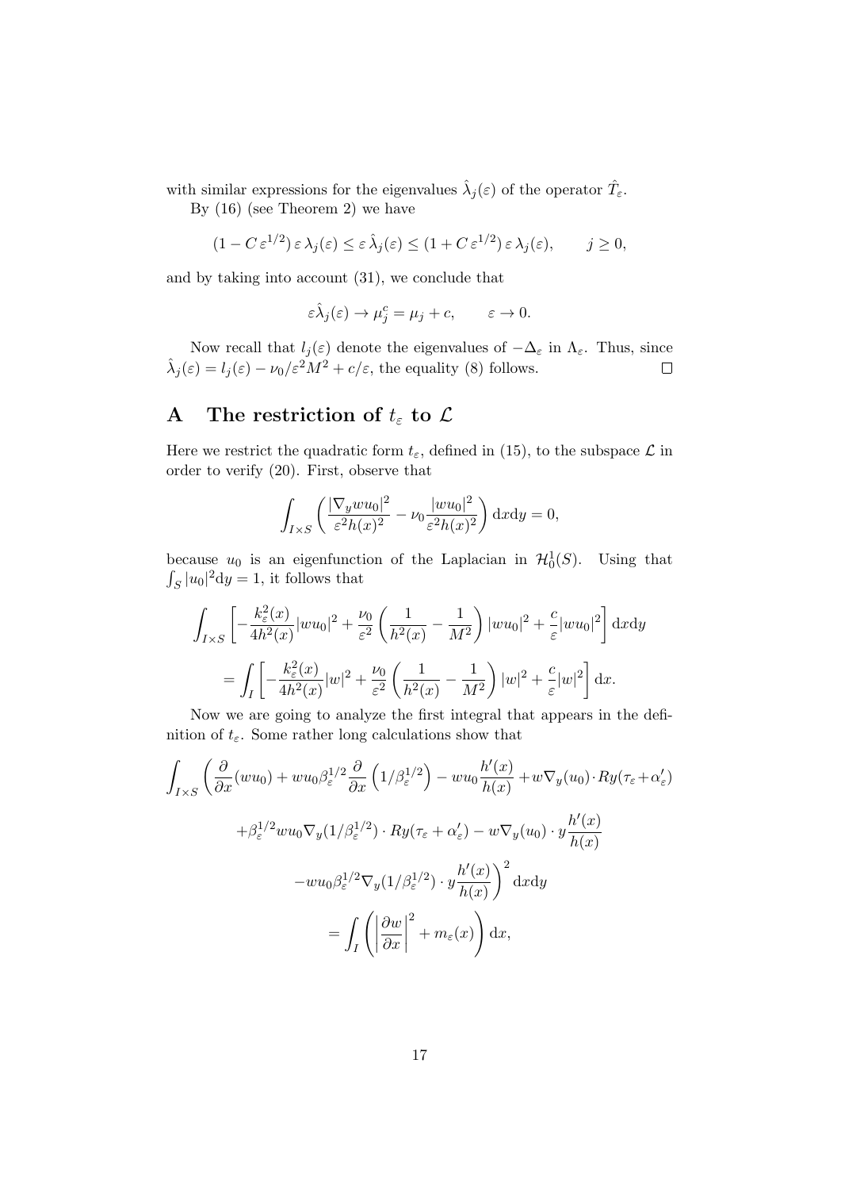with similar expressions for the eigenvalues $\hat{\lambda}_j(\varepsilon)$ of the operator $\hat{T}_\varepsilon$.

By (16) (see Theorem 2) we have

$$(1 - C\,\varepsilon^{1/2})\,\varepsilon\,\lambda_j(\varepsilon) \le \varepsilon\,\hat{\lambda}_j(\varepsilon) \le (1 + C\,\varepsilon^{1/2})\,\varepsilon\,\lambda_j(\varepsilon), \qquad j \ge 0,$$

and by taking into account (31), we conclude that

$$\varepsilon\hat{\lambda}_j(\varepsilon) \to \mu_j^c = \mu_j + c, \qquad \varepsilon \to 0.$$

Now recall that $l_j(\varepsilon)$ denote the eigenvalues of $-\Delta_\varepsilon$ in $\Lambda_\varepsilon$. Thus, since $\hat{\lambda}_j(\varepsilon) = l_j(\varepsilon) - \nu_0/\varepsilon^2 M^2 + c/\varepsilon$, the equality (8) follows. $\square$

# A The restriction of $t_\varepsilon$ to $\mathcal{L}$

Here we restrict the quadratic form $t_\varepsilon$, defined in (15), to the subspace $\mathcal{L}$ in order to verify (20). First, observe that

$$\int_{I\times S} \left( \frac{|\nabla_y w u_0|^2}{\varepsilon^2 h(x)^2} - \nu_0 \frac{|w u_0|^2}{\varepsilon^2 h(x)^2} \right) \mathrm{d}x\mathrm{d}y = 0,$$

because $u_0$ is an eigenfunction of the Laplacian in $\mathcal{H}_0^1(S)$. Using that $\int_S |u_0|^2 \mathrm{d}y = 1$, it follows that

$$\int_{I\times S} \left[ -\frac{k_\varepsilon^2(x)}{4h^2(x)} |w u_0|^2 + \frac{\nu_0}{\varepsilon^2} \left( \frac{1}{h^2(x)} - \frac{1}{M^2} \right) |w u_0|^2 + \frac{c}{\varepsilon} |w u_0|^2 \right] \mathrm{d}x\mathrm{d}y$$

$$= \int_I \left[ -\frac{k_\varepsilon^2(x)}{4h^2(x)} |w|^2 + \frac{\nu_0}{\varepsilon^2} \left( \frac{1}{h^2(x)} - \frac{1}{M^2} \right) |w|^2 + \frac{c}{\varepsilon} |w|^2 \right] \mathrm{d}x.$$

Now we are going to analyze the first integral that appears in the definition of $t_\varepsilon$. Some rather long calculations show that

$$\int_{I\times S} \Bigg( \frac{\partial}{\partial x}(w u_0) + w u_0 \beta_\varepsilon^{1/2} \frac{\partial}{\partial x}\left(1/\beta_\varepsilon^{1/2}\right) - w u_0 \frac{h'(x)}{h(x)} + w \nabla_y(u_0) \cdot R y (\tau_\varepsilon + \alpha_\varepsilon')$$

$$+ \beta_\varepsilon^{1/2} w u_0 \nabla_y (1/\beta_\varepsilon^{1/2}) \cdot R y (\tau_\varepsilon + \alpha_\varepsilon') - w \nabla_y (u_0) \cdot y \frac{h'(x)}{h(x)}$$

$$- w u_0 \beta_\varepsilon^{1/2} \nabla_y (1/\beta_\varepsilon^{1/2}) \cdot y \frac{h'(x)}{h(x)} \Bigg)^2 \mathrm{d}x\mathrm{d}y$$

$$= \int_I \left( \left| \frac{\partial w}{\partial x} \right|^2 + m_\varepsilon(x) \right) \mathrm{d}x,$$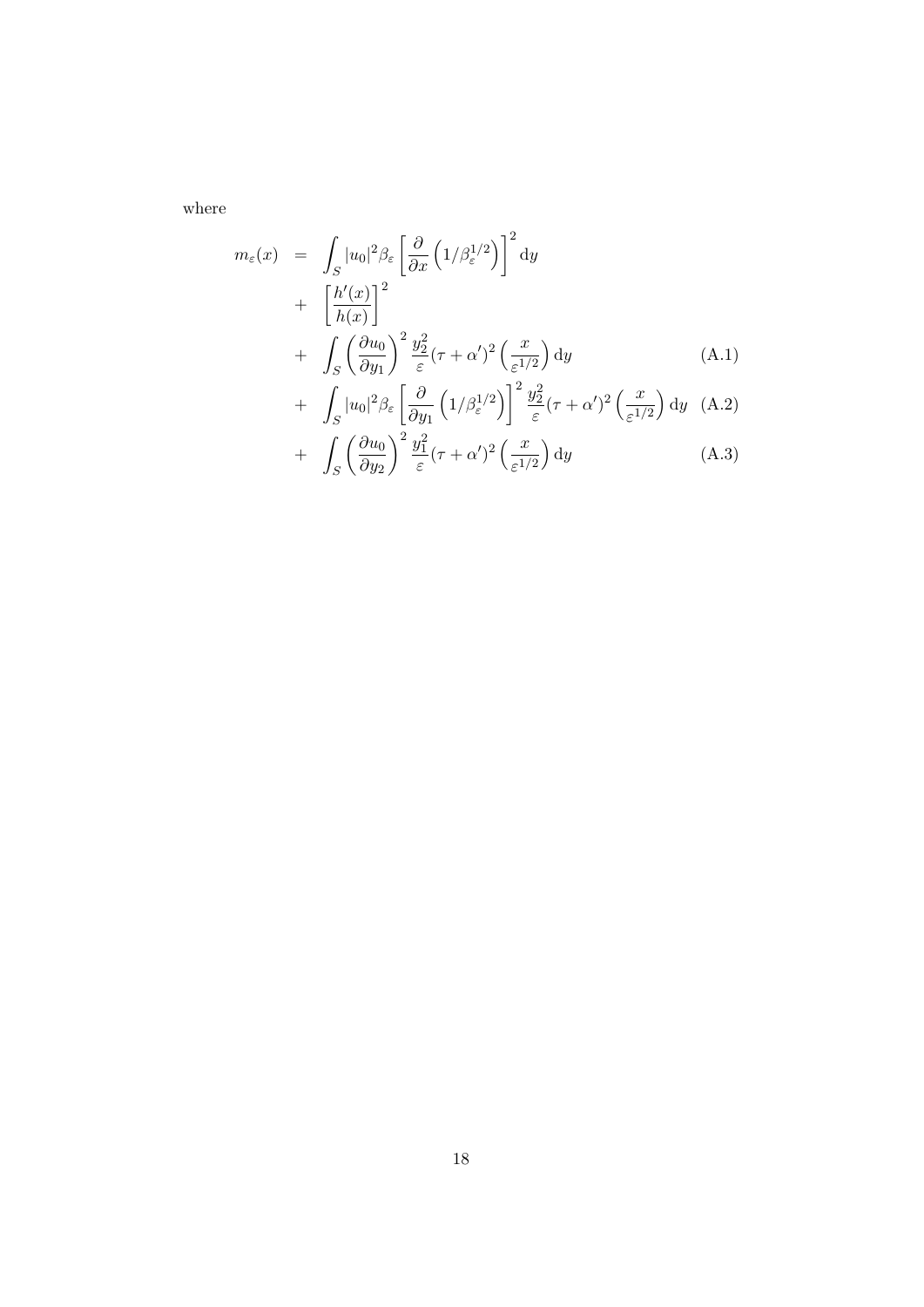where

$$
\begin{aligned}
m_\varepsilon(x) \;&=\; \int_S |u_0|^2 \beta_\varepsilon \left[ \frac{\partial}{\partial x} \left( 1/\beta_\varepsilon^{1/2} \right) \right]^2 \mathrm{d}y \\
&+\; \left[ \frac{h'(x)}{h(x)} \right]^2 \\
&+\; \int_S \left( \frac{\partial u_0}{\partial y_1} \right)^2 \frac{y_2^2}{\varepsilon} (\tau + \alpha')^2 \left( \frac{x}{\varepsilon^{1/2}} \right) \mathrm{d}y && \text{(A.1)} \\
&+\; \int_S |u_0|^2 \beta_\varepsilon \left[ \frac{\partial}{\partial y_1} \left( 1/\beta_\varepsilon^{1/2} \right) \right]^2 \frac{y_2^2}{\varepsilon} (\tau + \alpha')^2 \left( \frac{x}{\varepsilon^{1/2}} \right) \mathrm{d}y && \text{(A.2)} \\
&+\; \int_S \left( \frac{\partial u_0}{\partial y_2} \right)^2 \frac{y_1^2}{\varepsilon} (\tau + \alpha')^2 \left( \frac{x}{\varepsilon^{1/2}} \right) \mathrm{d}y && \text{(A.3)}
\end{aligned}
$$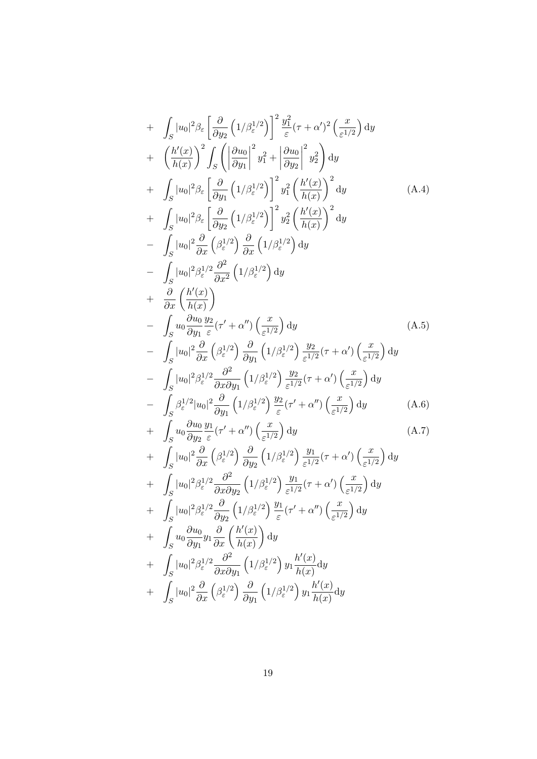$$
\begin{aligned}
&+ \int_S |u_0|^2 \beta_\varepsilon \left[ \frac{\partial}{\partial y_2} \left( 1/\beta_\varepsilon^{1/2} \right) \right]^2 \frac{y_1^2}{\varepsilon} (\tau + \alpha')^2 \left( \frac{x}{\varepsilon^{1/2}} \right) \mathrm{d}y \\
&+ \left( \frac{h'(x)}{h(x)} \right)^2 \int_S \left( \left| \frac{\partial u_0}{\partial y_1} \right|^2 y_1^2 + \left| \frac{\partial u_0}{\partial y_2} \right|^2 y_2^2 \right) \mathrm{d}y \\
&+ \int_S |u_0|^2 \beta_\varepsilon \left[ \frac{\partial}{\partial y_1} \left( 1/\beta_\varepsilon^{1/2} \right) \right]^2 y_1^2 \left( \frac{h'(x)}{h(x)} \right)^2 \mathrm{d}y \qquad \text{(A.4)} \\
&+ \int_S |u_0|^2 \beta_\varepsilon \left[ \frac{\partial}{\partial y_2} \left( 1/\beta_\varepsilon^{1/2} \right) \right]^2 y_2^2 \left( \frac{h'(x)}{h(x)} \right)^2 \mathrm{d}y \\
&- \int_S |u_0|^2 \frac{\partial}{\partial x} \left( \beta_\varepsilon^{1/2} \right) \frac{\partial}{\partial x} \left( 1/\beta_\varepsilon^{1/2} \right) \mathrm{d}y \\
&- \int_S |u_0|^2 \beta_\varepsilon^{1/2} \frac{\partial^2}{\partial x^2} \left( 1/\beta_\varepsilon^{1/2} \right) \mathrm{d}y \\
&+ \frac{\partial}{\partial x} \left( \frac{h'(x)}{h(x)} \right) \\
&- \int_S u_0 \frac{\partial u_0}{\partial y_1} \frac{y_2}{\varepsilon} (\tau' + \alpha'') \left( \frac{x}{\varepsilon^{1/2}} \right) \mathrm{d}y \qquad \text{(A.5)} \\
&- \int_S |u_0|^2 \frac{\partial}{\partial x} \left( \beta_\varepsilon^{1/2} \right) \frac{\partial}{\partial y_1} \left( 1/\beta_\varepsilon^{1/2} \right) \frac{y_2}{\varepsilon^{1/2}} (\tau + \alpha') \left( \frac{x}{\varepsilon^{1/2}} \right) \mathrm{d}y \\
&- \int_S |u_0|^2 \beta_\varepsilon^{1/2} \frac{\partial^2}{\partial x \partial y_1} \left( 1/\beta_\varepsilon^{1/2} \right) \frac{y_2}{\varepsilon^{1/2}} (\tau + \alpha') \left( \frac{x}{\varepsilon^{1/2}} \right) \mathrm{d}y \\
&- \int_S \beta_\varepsilon^{1/2} |u_0|^2 \frac{\partial}{\partial y_1} \left( 1/\beta_\varepsilon^{1/2} \right) \frac{y_2}{\varepsilon} (\tau' + \alpha'') \left( \frac{x}{\varepsilon^{1/2}} \right) \mathrm{d}y \qquad \text{(A.6)} \\
&+ \int_S u_0 \frac{\partial u_0}{\partial y_2} \frac{y_1}{\varepsilon} (\tau' + \alpha'') \left( \frac{x}{\varepsilon^{1/2}} \right) \mathrm{d}y \qquad \text{(A.7)} \\
&+ \int_S |u_0|^2 \frac{\partial}{\partial x} \left( \beta_\varepsilon^{1/2} \right) \frac{\partial}{\partial y_2} \left( 1/\beta_\varepsilon^{1/2} \right) \frac{y_1}{\varepsilon^{1/2}} (\tau + \alpha') \left( \frac{x}{\varepsilon^{1/2}} \right) \mathrm{d}y \\
&+ \int_S |u_0|^2 \beta_\varepsilon^{1/2} \frac{\partial^2}{\partial x \partial y_2} \left( 1/\beta_\varepsilon^{1/2} \right) \frac{y_1}{\varepsilon^{1/2}} (\tau + \alpha') \left( \frac{x}{\varepsilon^{1/2}} \right) \mathrm{d}y \\
&+ \int_S |u_0|^2 \beta_\varepsilon^{1/2} \frac{\partial}{\partial y_2} \left( 1/\beta_\varepsilon^{1/2} \right) \frac{y_1}{\varepsilon} (\tau' + \alpha'') \left( \frac{x}{\varepsilon^{1/2}} \right) \mathrm{d}y \\
&+ \int_S u_0 \frac{\partial u_0}{\partial y_1} y_1 \frac{\partial}{\partial x} \left( \frac{h'(x)}{h(x)} \right) \mathrm{d}y \\
&+ \int_S |u_0|^2 \beta_\varepsilon^{1/2} \frac{\partial^2}{\partial x \partial y_1} \left( 1/\beta_\varepsilon^{1/2} \right) y_1 \frac{h'(x)}{h(x)} \mathrm{d}y \\
&+ \int_S |u_0|^2 \frac{\partial}{\partial x} \left( \beta_\varepsilon^{1/2} \right) \frac{\partial}{\partial y_1} \left( 1/\beta_\varepsilon^{1/2} \right) y_1 \frac{h'(x)}{h(x)} \mathrm{d}y
\end{aligned}
$$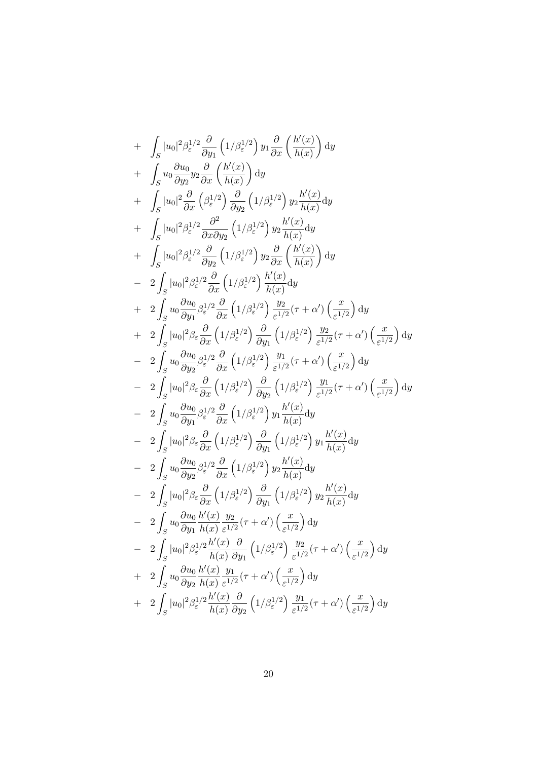$$
\begin{aligned}
&+ \int_S |u_0|^2 \beta_\varepsilon^{1/2} \frac{\partial}{\partial y_1}\left(1/\beta_\varepsilon^{1/2}\right) y_1 \frac{\partial}{\partial x}\left(\frac{h'(x)}{h(x)}\right) \mathrm{d}y \\
&+ \int_S u_0 \frac{\partial u_0}{\partial y_2} y_2 \frac{\partial}{\partial x}\left(\frac{h'(x)}{h(x)}\right) \mathrm{d}y \\
&+ \int_S |u_0|^2 \frac{\partial}{\partial x}\left(\beta_\varepsilon^{1/2}\right) \frac{\partial}{\partial y_2}\left(1/\beta_\varepsilon^{1/2}\right) y_2 \frac{h'(x)}{h(x)} \mathrm{d}y \\
&+ \int_S |u_0|^2 \beta_\varepsilon^{1/2} \frac{\partial^2}{\partial x \partial y_2}\left(1/\beta_\varepsilon^{1/2}\right) y_2 \frac{h'(x)}{h(x)} \mathrm{d}y \\
&+ \int_S |u_0|^2 \beta_\varepsilon^{1/2} \frac{\partial}{\partial y_2}\left(1/\beta_\varepsilon^{1/2}\right) y_2 \frac{\partial}{\partial x}\left(\frac{h'(x)}{h(x)}\right) \mathrm{d}y \\
&- 2\int_S |u_0|^2 \beta_\varepsilon^{1/2} \frac{\partial}{\partial x}\left(1/\beta_\varepsilon^{1/2}\right) \frac{h'(x)}{h(x)} \mathrm{d}y \\
&+ 2\int_S u_0 \frac{\partial u_0}{\partial y_1} \beta_\varepsilon^{1/2} \frac{\partial}{\partial x}\left(1/\beta_\varepsilon^{1/2}\right) \frac{y_2}{\varepsilon^{1/2}} (\tau+\alpha')\left(\frac{x}{\varepsilon^{1/2}}\right) \mathrm{d}y \\
&+ 2\int_S |u_0|^2 \beta_\varepsilon \frac{\partial}{\partial x}\left(1/\beta_\varepsilon^{1/2}\right) \frac{\partial}{\partial y_1}\left(1/\beta_\varepsilon^{1/2}\right) \frac{y_2}{\varepsilon^{1/2}} (\tau+\alpha')\left(\frac{x}{\varepsilon^{1/2}}\right) \mathrm{d}y \\
&- 2\int_S u_0 \frac{\partial u_0}{\partial y_2} \beta_\varepsilon^{1/2} \frac{\partial}{\partial x}\left(1/\beta_\varepsilon^{1/2}\right) \frac{y_1}{\varepsilon^{1/2}} (\tau+\alpha')\left(\frac{x}{\varepsilon^{1/2}}\right) \mathrm{d}y \\
&- 2\int_S |u_0|^2 \beta_\varepsilon \frac{\partial}{\partial x}\left(1/\beta_\varepsilon^{1/2}\right) \frac{\partial}{\partial y_2}\left(1/\beta_\varepsilon^{1/2}\right) \frac{y_1}{\varepsilon^{1/2}} (\tau+\alpha')\left(\frac{x}{\varepsilon^{1/2}}\right) \mathrm{d}y \\
&- 2\int_S u_0 \frac{\partial u_0}{\partial y_1} \beta_\varepsilon^{1/2} \frac{\partial}{\partial x}\left(1/\beta_\varepsilon^{1/2}\right) y_1 \frac{h'(x)}{h(x)} \mathrm{d}y \\
&- 2\int_S |u_0|^2 \beta_\varepsilon \frac{\partial}{\partial x}\left(1/\beta_\varepsilon^{1/2}\right) \frac{\partial}{\partial y_1}\left(1/\beta_\varepsilon^{1/2}\right) y_1 \frac{h'(x)}{h(x)} \mathrm{d}y \\
&- 2\int_S u_0 \frac{\partial u_0}{\partial y_2} \beta_\varepsilon^{1/2} \frac{\partial}{\partial x}\left(1/\beta_\varepsilon^{1/2}\right) y_2 \frac{h'(x)}{h(x)} \mathrm{d}y \\
&- 2\int_S |u_0|^2 \beta_\varepsilon \frac{\partial}{\partial x}\left(1/\beta_\varepsilon^{1/2}\right) \frac{\partial}{\partial y_1}\left(1/\beta_\varepsilon^{1/2}\right) y_2 \frac{h'(x)}{h(x)} \mathrm{d}y \\
&- 2\int_S u_0 \frac{\partial u_0}{\partial y_1} \frac{h'(x)}{h(x)} \frac{y_2}{\varepsilon^{1/2}} (\tau+\alpha')\left(\frac{x}{\varepsilon^{1/2}}\right) \mathrm{d}y \\
&- 2\int_S |u_0|^2 \beta_\varepsilon^{1/2} \frac{h'(x)}{h(x)} \frac{\partial}{\partial y_1}\left(1/\beta_\varepsilon^{1/2}\right) \frac{y_2}{\varepsilon^{1/2}} (\tau+\alpha')\left(\frac{x}{\varepsilon^{1/2}}\right) \mathrm{d}y \\
&+ 2\int_S u_0 \frac{\partial u_0}{\partial y_2} \frac{h'(x)}{h(x)} \frac{y_1}{\varepsilon^{1/2}} (\tau+\alpha')\left(\frac{x}{\varepsilon^{1/2}}\right) \mathrm{d}y \\
&+ 2\int_S |u_0|^2 \beta_\varepsilon^{1/2} \frac{h'(x)}{h(x)} \frac{\partial}{\partial y_2}\left(1/\beta_\varepsilon^{1/2}\right) \frac{y_1}{\varepsilon^{1/2}} (\tau+\alpha')\left(\frac{x}{\varepsilon^{1/2}}\right) \mathrm{d}y
\end{aligned}
$$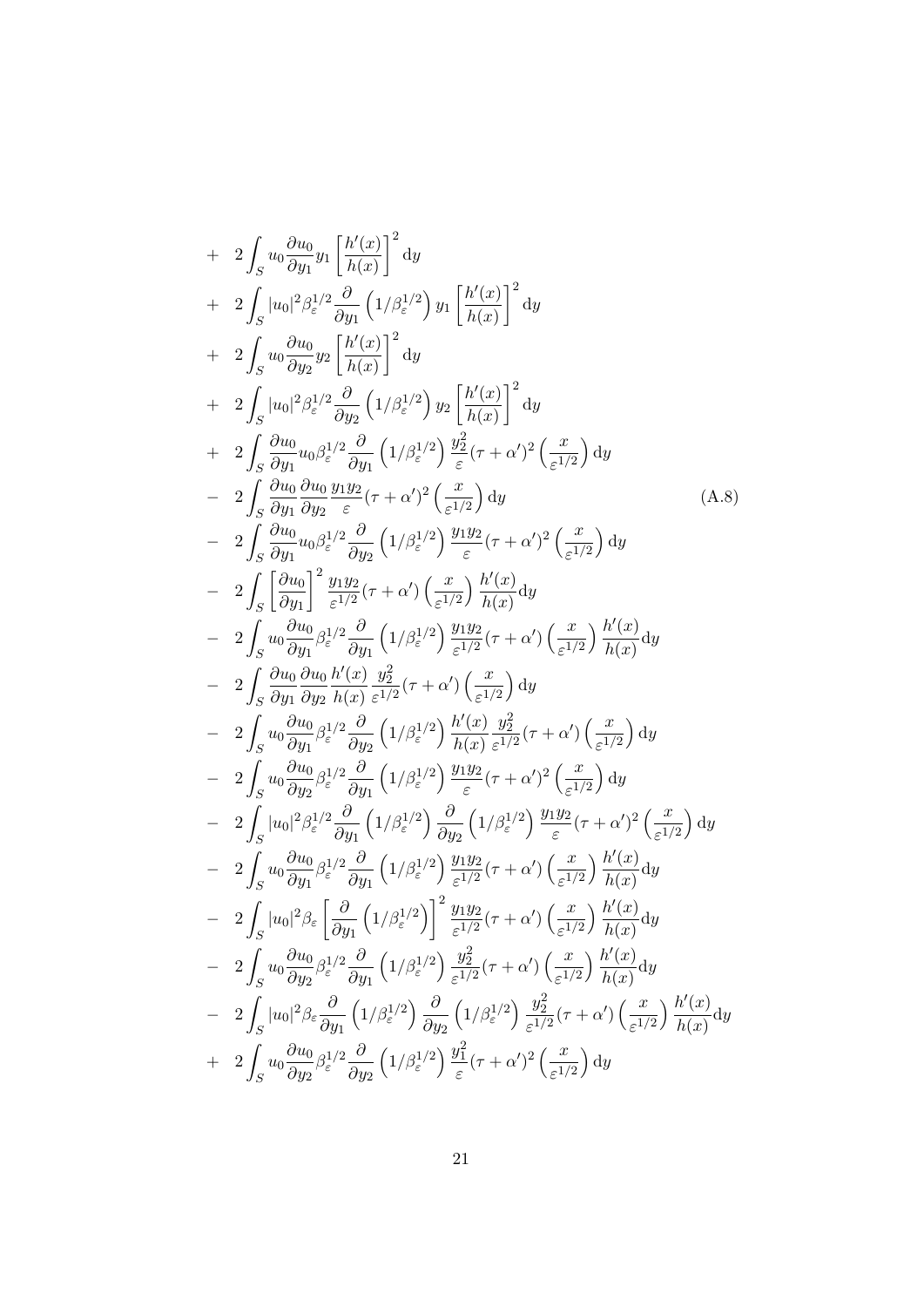$$
\begin{aligned}
&+ \quad 2\int_S u_0 \frac{\partial u_0}{\partial y_1} y_1 \left[\frac{h'(x)}{h(x)}\right]^2 \mathrm{d}y \\
&+ \quad 2\int_S |u_0|^2 \beta_\varepsilon^{1/2} \frac{\partial}{\partial y_1}\left(1/\beta_\varepsilon^{1/2}\right) y_1 \left[\frac{h'(x)}{h(x)}\right]^2 \mathrm{d}y \\
&+ \quad 2\int_S u_0 \frac{\partial u_0}{\partial y_2} y_2 \left[\frac{h'(x)}{h(x)}\right]^2 \mathrm{d}y \\
&+ \quad 2\int_S |u_0|^2 \beta_\varepsilon^{1/2} \frac{\partial}{\partial y_2}\left(1/\beta_\varepsilon^{1/2}\right) y_2 \left[\frac{h'(x)}{h(x)}\right]^2 \mathrm{d}y \\
&+ \quad 2\int_S \frac{\partial u_0}{\partial y_1} u_0 \beta_\varepsilon^{1/2} \frac{\partial}{\partial y_1}\left(1/\beta_\varepsilon^{1/2}\right) \frac{y_2^2}{\varepsilon}(\tau+\alpha')^2\left(\frac{x}{\varepsilon^{1/2}}\right) \mathrm{d}y \\
&- \quad 2\int_S \frac{\partial u_0}{\partial y_1}\frac{\partial u_0}{\partial y_2} \frac{y_1 y_2}{\varepsilon}(\tau+\alpha')^2\left(\frac{x}{\varepsilon^{1/2}}\right) \mathrm{d}y \qquad\qquad \text{(A.8)} \\
&- \quad 2\int_S \frac{\partial u_0}{\partial y_1} u_0 \beta_\varepsilon^{1/2} \frac{\partial}{\partial y_2}\left(1/\beta_\varepsilon^{1/2}\right) \frac{y_1 y_2}{\varepsilon}(\tau+\alpha')^2\left(\frac{x}{\varepsilon^{1/2}}\right) \mathrm{d}y \\
&- \quad 2\int_S \left[\frac{\partial u_0}{\partial y_1}\right]^2 \frac{y_1 y_2}{\varepsilon^{1/2}}(\tau+\alpha')\left(\frac{x}{\varepsilon^{1/2}}\right)\frac{h'(x)}{h(x)} \mathrm{d}y \\
&- \quad 2\int_S u_0 \frac{\partial u_0}{\partial y_1} \beta_\varepsilon^{1/2} \frac{\partial}{\partial y_1}\left(1/\beta_\varepsilon^{1/2}\right) \frac{y_1 y_2}{\varepsilon^{1/2}}(\tau+\alpha')\left(\frac{x}{\varepsilon^{1/2}}\right)\frac{h'(x)}{h(x)} \mathrm{d}y \\
&- \quad 2\int_S \frac{\partial u_0}{\partial y_1}\frac{\partial u_0}{\partial y_2} \frac{h'(x)}{h(x)} \frac{y_2^2}{\varepsilon^{1/2}}(\tau+\alpha')\left(\frac{x}{\varepsilon^{1/2}}\right) \mathrm{d}y \\
&- \quad 2\int_S u_0 \frac{\partial u_0}{\partial y_1} \beta_\varepsilon^{1/2} \frac{\partial}{\partial y_2}\left(1/\beta_\varepsilon^{1/2}\right) \frac{h'(x)}{h(x)} \frac{y_2^2}{\varepsilon^{1/2}}(\tau+\alpha')\left(\frac{x}{\varepsilon^{1/2}}\right) \mathrm{d}y \\
&- \quad 2\int_S u_0 \frac{\partial u_0}{\partial y_2} \beta_\varepsilon^{1/2} \frac{\partial}{\partial y_1}\left(1/\beta_\varepsilon^{1/2}\right) \frac{y_1 y_2}{\varepsilon}(\tau+\alpha')^2\left(\frac{x}{\varepsilon^{1/2}}\right) \mathrm{d}y \\
&- \quad 2\int_S |u_0|^2 \beta_\varepsilon^{1/2} \frac{\partial}{\partial y_1}\left(1/\beta_\varepsilon^{1/2}\right) \frac{\partial}{\partial y_2}\left(1/\beta_\varepsilon^{1/2}\right) \frac{y_1 y_2}{\varepsilon}(\tau+\alpha')^2\left(\frac{x}{\varepsilon^{1/2}}\right) \mathrm{d}y \\
&- \quad 2\int_S u_0 \frac{\partial u_0}{\partial y_1} \beta_\varepsilon^{1/2} \frac{\partial}{\partial y_1}\left(1/\beta_\varepsilon^{1/2}\right) \frac{y_1 y_2}{\varepsilon^{1/2}}(\tau+\alpha')\left(\frac{x}{\varepsilon^{1/2}}\right)\frac{h'(x)}{h(x)} \mathrm{d}y \\
&- \quad 2\int_S |u_0|^2 \beta_\varepsilon \left[\frac{\partial}{\partial y_1}\left(1/\beta_\varepsilon^{1/2}\right)\right]^2 \frac{y_1 y_2}{\varepsilon^{1/2}}(\tau+\alpha')\left(\frac{x}{\varepsilon^{1/2}}\right)\frac{h'(x)}{h(x)} \mathrm{d}y \\
&- \quad 2\int_S u_0 \frac{\partial u_0}{\partial y_2} \beta_\varepsilon^{1/2} \frac{\partial}{\partial y_1}\left(1/\beta_\varepsilon^{1/2}\right) \frac{y_2^2}{\varepsilon^{1/2}}(\tau+\alpha')\left(\frac{x}{\varepsilon^{1/2}}\right)\frac{h'(x)}{h(x)} \mathrm{d}y \\
&- \quad 2\int_S |u_0|^2 \beta_\varepsilon \frac{\partial}{\partial y_1}\left(1/\beta_\varepsilon^{1/2}\right) \frac{\partial}{\partial y_2}\left(1/\beta_\varepsilon^{1/2}\right) \frac{y_2^2}{\varepsilon^{1/2}}(\tau+\alpha')\left(\frac{x}{\varepsilon^{1/2}}\right)\frac{h'(x)}{h(x)} \mathrm{d}y \\
&+ \quad 2\int_S u_0 \frac{\partial u_0}{\partial y_2} \beta_\varepsilon^{1/2} \frac{\partial}{\partial y_2}\left(1/\beta_\varepsilon^{1/2}\right) \frac{y_1^2}{\varepsilon}(\tau+\alpha')^2\left(\frac{x}{\varepsilon^{1/2}}\right) \mathrm{d}y
\end{aligned}
$$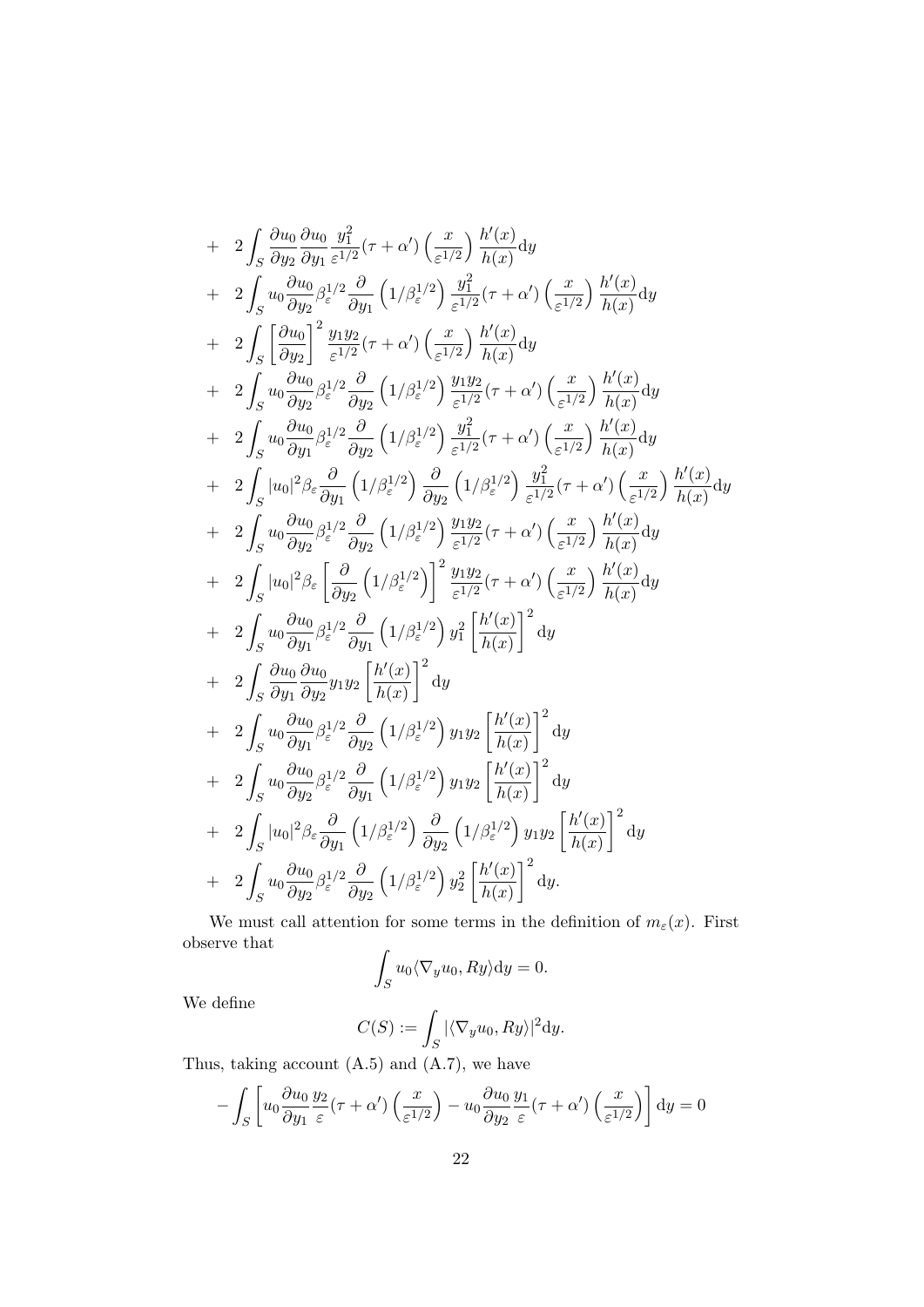$$
\begin{aligned}
&+ \quad 2\int_S \frac{\partial u_0}{\partial y_2}\frac{\partial u_0}{\partial y_1}\frac{y_1^2}{\varepsilon^{1/2}}(\tau+\alpha')\left(\frac{x}{\varepsilon^{1/2}}\right)\frac{h'(x)}{h(x)}\mathrm{d}y \\
&+ \quad 2\int_S u_0\frac{\partial u_0}{\partial y_2}\beta_\varepsilon^{1/2}\frac{\partial}{\partial y_1}\left(1/\beta_\varepsilon^{1/2}\right)\frac{y_1^2}{\varepsilon^{1/2}}(\tau+\alpha')\left(\frac{x}{\varepsilon^{1/2}}\right)\frac{h'(x)}{h(x)}\mathrm{d}y \\
&+ \quad 2\int_S \left[\frac{\partial u_0}{\partial y_2}\right]^2\frac{y_1y_2}{\varepsilon^{1/2}}(\tau+\alpha')\left(\frac{x}{\varepsilon^{1/2}}\right)\frac{h'(x)}{h(x)}\mathrm{d}y \\
&+ \quad 2\int_S u_0\frac{\partial u_0}{\partial y_2}\beta_\varepsilon^{1/2}\frac{\partial}{\partial y_2}\left(1/\beta_\varepsilon^{1/2}\right)\frac{y_1y_2}{\varepsilon^{1/2}}(\tau+\alpha')\left(\frac{x}{\varepsilon^{1/2}}\right)\frac{h'(x)}{h(x)}\mathrm{d}y \\
&+ \quad 2\int_S u_0\frac{\partial u_0}{\partial y_1}\beta_\varepsilon^{1/2}\frac{\partial}{\partial y_2}\left(1/\beta_\varepsilon^{1/2}\right)\frac{y_1^2}{\varepsilon^{1/2}}(\tau+\alpha')\left(\frac{x}{\varepsilon^{1/2}}\right)\frac{h'(x)}{h(x)}\mathrm{d}y \\
&+ \quad 2\int_S |u_0|^2\beta_\varepsilon\frac{\partial}{\partial y_1}\left(1/\beta_\varepsilon^{1/2}\right)\frac{\partial}{\partial y_2}\left(1/\beta_\varepsilon^{1/2}\right)\frac{y_1^2}{\varepsilon^{1/2}}(\tau+\alpha')\left(\frac{x}{\varepsilon^{1/2}}\right)\frac{h'(x)}{h(x)}\mathrm{d}y \\
&+ \quad 2\int_S u_0\frac{\partial u_0}{\partial y_2}\beta_\varepsilon^{1/2}\frac{\partial}{\partial y_2}\left(1/\beta_\varepsilon^{1/2}\right)\frac{y_1y_2}{\varepsilon^{1/2}}(\tau+\alpha')\left(\frac{x}{\varepsilon^{1/2}}\right)\frac{h'(x)}{h(x)}\mathrm{d}y \\
&+ \quad 2\int_S |u_0|^2\beta_\varepsilon\left[\frac{\partial}{\partial y_2}\left(1/\beta_\varepsilon^{1/2}\right)\right]^2\frac{y_1y_2}{\varepsilon^{1/2}}(\tau+\alpha')\left(\frac{x}{\varepsilon^{1/2}}\right)\frac{h'(x)}{h(x)}\mathrm{d}y \\
&+ \quad 2\int_S u_0\frac{\partial u_0}{\partial y_1}\beta_\varepsilon^{1/2}\frac{\partial}{\partial y_1}\left(1/\beta_\varepsilon^{1/2}\right)y_1^2\left[\frac{h'(x)}{h(x)}\right]^2\mathrm{d}y \\
&+ \quad 2\int_S \frac{\partial u_0}{\partial y_1}\frac{\partial u_0}{\partial y_2}y_1y_2\left[\frac{h'(x)}{h(x)}\right]^2\mathrm{d}y \\
&+ \quad 2\int_S u_0\frac{\partial u_0}{\partial y_1}\beta_\varepsilon^{1/2}\frac{\partial}{\partial y_2}\left(1/\beta_\varepsilon^{1/2}\right)y_1y_2\left[\frac{h'(x)}{h(x)}\right]^2\mathrm{d}y \\
&+ \quad 2\int_S u_0\frac{\partial u_0}{\partial y_2}\beta_\varepsilon^{1/2}\frac{\partial}{\partial y_1}\left(1/\beta_\varepsilon^{1/2}\right)y_1y_2\left[\frac{h'(x)}{h(x)}\right]^2\mathrm{d}y \\
&+ \quad 2\int_S |u_0|^2\beta_\varepsilon\frac{\partial}{\partial y_1}\left(1/\beta_\varepsilon^{1/2}\right)\frac{\partial}{\partial y_2}\left(1/\beta_\varepsilon^{1/2}\right)y_1y_2\left[\frac{h'(x)}{h(x)}\right]^2\mathrm{d}y \\
&+ \quad 2\int_S u_0\frac{\partial u_0}{\partial y_2}\beta_\varepsilon^{1/2}\frac{\partial}{\partial y_2}\left(1/\beta_\varepsilon^{1/2}\right)y_2^2\left[\frac{h'(x)}{h(x)}\right]^2\mathrm{d}y.
\end{aligned}
$$

We must call attention for some terms in the definition of $m_\varepsilon(x)$. First observe that

$$
\int_S u_0\langle\nabla_y u_0, Ry\rangle\mathrm{d}y = 0.
$$

We define

$$
C(S) := \int_S |\langle\nabla_y u_0, Ry\rangle|^2\mathrm{d}y.
$$

Thus, taking account (A.5) and (A.7), we have

$$
-\int_S\left[u_0\frac{\partial u_0}{\partial y_1}\frac{y_2}{\varepsilon}(\tau+\alpha')\left(\frac{x}{\varepsilon^{1/2}}\right) - u_0\frac{\partial u_0}{\partial y_2}\frac{y_1}{\varepsilon}(\tau+\alpha')\left(\frac{x}{\varepsilon^{1/2}}\right)\right]\mathrm{d}y = 0
$$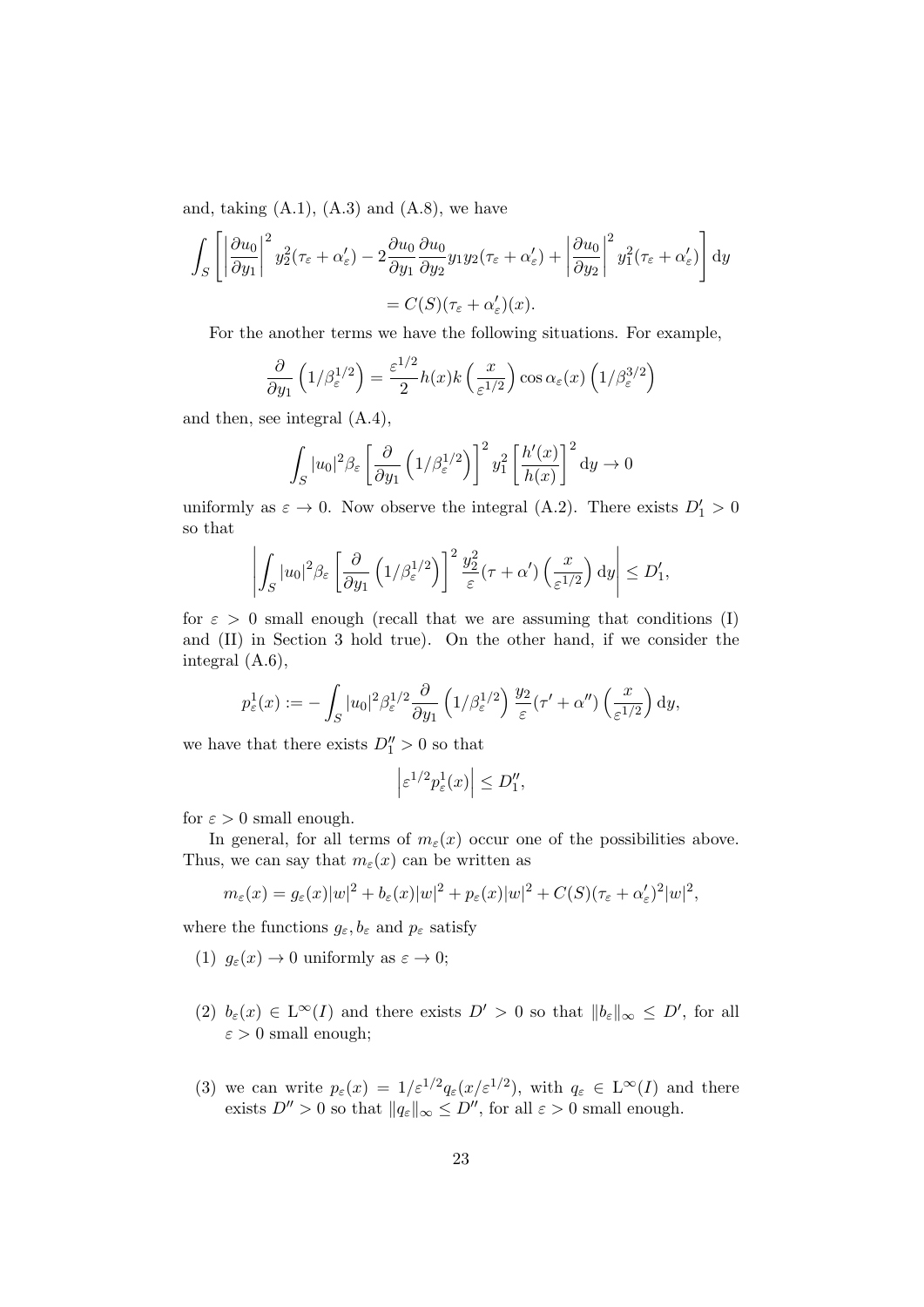and, taking (A.1), (A.3) and (A.8), we have

$$\int_S \left[ \left| \frac{\partial u_0}{\partial y_1} \right|^2 y_2^2 (\tau_\varepsilon + \alpha_\varepsilon') - 2 \frac{\partial u_0}{\partial y_1} \frac{\partial u_0}{\partial y_2} y_1 y_2 (\tau_\varepsilon + \alpha_\varepsilon') + \left| \frac{\partial u_0}{\partial y_2} \right|^2 y_1^2 (\tau_\varepsilon + \alpha_\varepsilon') \right] \mathrm{d}y$$

$$= C(S)(\tau_\varepsilon + \alpha_\varepsilon')(x).$$

For the another terms we have the following situations. For example,

$$\frac{\partial}{\partial y_1} \left( 1/\beta_\varepsilon^{1/2} \right) = \frac{\varepsilon^{1/2}}{2} h(x) k \left( \frac{x}{\varepsilon^{1/2}} \right) \cos \alpha_\varepsilon(x) \left( 1/\beta_\varepsilon^{3/2} \right)$$

and then, see integral (A.4),

$$\int_S |u_0|^2 \beta_\varepsilon \left[ \frac{\partial}{\partial y_1} \left( 1/\beta_\varepsilon^{1/2} \right) \right]^2 y_1^2 \left[ \frac{h'(x)}{h(x)} \right]^2 \mathrm{d}y \to 0$$

uniformly as $\varepsilon \to 0$. Now observe the integral (A.2). There exists $D_1' > 0$ so that

$$\left| \int_S |u_0|^2 \beta_\varepsilon \left[ \frac{\partial}{\partial y_1} \left( 1/\beta_\varepsilon^{1/2} \right) \right]^2 \frac{y_2^2}{\varepsilon} (\tau + \alpha') \left( \frac{x}{\varepsilon^{1/2}} \right) \mathrm{d}y \right| \leq D_1',$$

for $\varepsilon > 0$ small enough (recall that we are assuming that conditions (I) and (II) in Section 3 hold true). On the other hand, if we consider the integral (A.6),

$$p_\varepsilon^1(x) := - \int_S |u_0|^2 \beta_\varepsilon^{1/2} \frac{\partial}{\partial y_1} \left( 1/\beta_\varepsilon^{1/2} \right) \frac{y_2}{\varepsilon} (\tau' + \alpha'') \left( \frac{x}{\varepsilon^{1/2}} \right) \mathrm{d}y,$$

we have that there exists $D_1'' > 0$ so that

$$\left| \varepsilon^{1/2} p_\varepsilon^1(x) \right| \leq D_1'',$$

for $\varepsilon > 0$ small enough.

In general, for all terms of $m_\varepsilon(x)$ occur one of the possibilities above. Thus, we can say that $m_\varepsilon(x)$ can be written as

$$m_\varepsilon(x) = g_\varepsilon(x)|w|^2 + b_\varepsilon(x)|w|^2 + p_\varepsilon(x)|w|^2 + C(S)(\tau_\varepsilon + \alpha_\varepsilon')^2 |w|^2,$$

where the functions $g_\varepsilon, b_\varepsilon$ and $p_\varepsilon$ satisfy

(1) $g_\varepsilon(x) \to 0$ uniformly as $\varepsilon \to 0$;

(2) $b_\varepsilon(x) \in \mathrm{L}^\infty(I)$ and there exists $D' > 0$ so that $\|b_\varepsilon\|_\infty \leq D'$, for all $\varepsilon > 0$ small enough;

(3) we can write $p_\varepsilon(x) = 1/\varepsilon^{1/2} q_\varepsilon(x/\varepsilon^{1/2})$, with $q_\varepsilon \in \mathrm{L}^\infty(I)$ and there exists $D'' > 0$ so that $\|q_\varepsilon\|_\infty \leq D''$, for all $\varepsilon > 0$ small enough.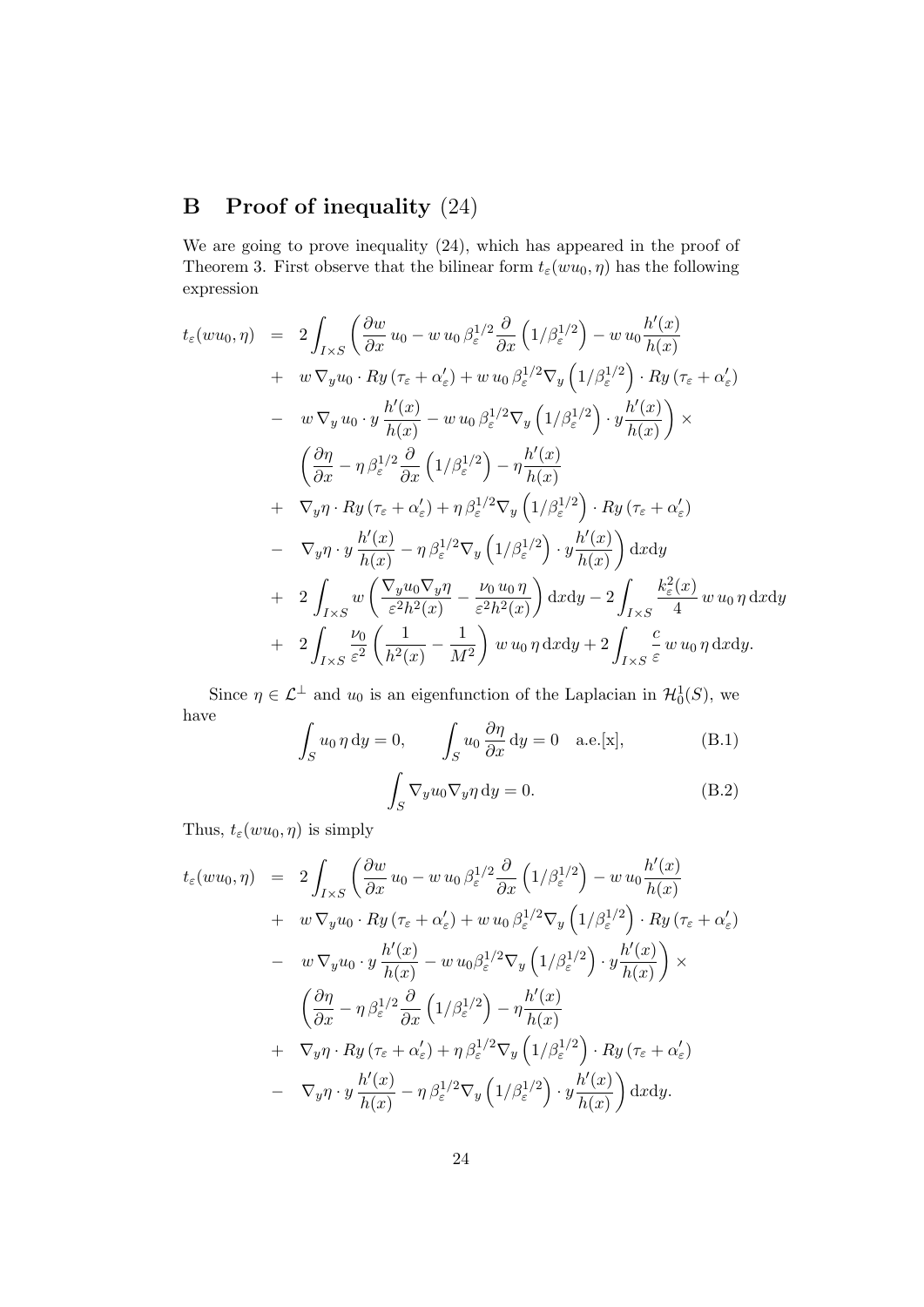## B Proof of inequality (24)

We are going to prove inequality (24), which has appeared in the proof of Theorem 3. First observe that the bilinear form $t_\varepsilon(wu_0, \eta)$ has the following expression

$$
\begin{aligned}
t_\varepsilon(wu_0,\eta) &= 2\int_{I\times S}\left(\frac{\partial w}{\partial x}\,u_0 - w\,u_0\,\beta_\varepsilon^{1/2}\frac{\partial}{\partial x}\left(1/\beta_\varepsilon^{1/2}\right) - w\,u_0\frac{h'(x)}{h(x)}\right.\\
&+ \; w\,\nabla_y u_0\cdot Ry\,(\tau_\varepsilon+\alpha_\varepsilon') + w\,u_0\,\beta_\varepsilon^{1/2}\nabla_y\left(1/\beta_\varepsilon^{1/2}\right)\cdot Ry\,(\tau_\varepsilon+\alpha_\varepsilon')\\
&- \left. w\,\nabla_y\,u_0\cdot y\,\frac{h'(x)}{h(x)} - w\,u_0\,\beta_\varepsilon^{1/2}\nabla_y\left(1/\beta_\varepsilon^{1/2}\right)\cdot y\frac{h'(x)}{h(x)}\right)\times\\
&\left(\frac{\partial \eta}{\partial x} - \eta\,\beta_\varepsilon^{1/2}\frac{\partial}{\partial x}\left(1/\beta_\varepsilon^{1/2}\right) - \eta\frac{h'(x)}{h(x)}\right.\\
&+ \; \nabla_y\eta\cdot Ry\,(\tau_\varepsilon+\alpha_\varepsilon') + \eta\,\beta_\varepsilon^{1/2}\nabla_y\left(1/\beta_\varepsilon^{1/2}\right)\cdot Ry\,(\tau_\varepsilon+\alpha_\varepsilon')\\
&- \left.\nabla_y\eta\cdot y\,\frac{h'(x)}{h(x)} - \eta\,\beta_\varepsilon^{1/2}\nabla_y\left(1/\beta_\varepsilon^{1/2}\right)\cdot y\frac{h'(x)}{h(x)}\right)\mathrm{d}x\mathrm{d}y\\
&+ \; 2\int_{I\times S} w\left(\frac{\nabla_y u_0\nabla_y\eta}{\varepsilon^2 h^2(x)} - \frac{\nu_0\,u_0\,\eta}{\varepsilon^2 h^2(x)}\right)\mathrm{d}x\mathrm{d}y - 2\int_{I\times S}\frac{k_\varepsilon^2(x)}{4}\,w\,u_0\,\eta\,\mathrm{d}x\mathrm{d}y\\
&+ \; 2\int_{I\times S}\frac{\nu_0}{\varepsilon^2}\left(\frac{1}{h^2(x)} - \frac{1}{M^2}\right)\,w\,u_0\,\eta\,\mathrm{d}x\mathrm{d}y + 2\int_{I\times S}\frac{c}{\varepsilon}\,w\,u_0\,\eta\,\mathrm{d}x\mathrm{d}y.
\end{aligned}
$$

Since $\eta\in\mathcal{L}^\perp$ and $u_0$ is an eigenfunction of the Laplacian in $\mathcal{H}_0^1(S)$, we have

$$
\int_S u_0\,\eta\,\mathrm{d}y = 0, \qquad \int_S u_0\,\frac{\partial \eta}{\partial x}\,\mathrm{d}y = 0 \quad \text{a.e.[x]}, \tag{B.1}
$$

$$
\int_S \nabla_y u_0 \nabla_y \eta\,\mathrm{d}y = 0. \tag{B.2}
$$

Thus, $t_\varepsilon(wu_0,\eta)$ is simply

$$
\begin{aligned}
t_\varepsilon(wu_0,\eta) &= 2\int_{I\times S}\left(\frac{\partial w}{\partial x}\,u_0 - w\,u_0\,\beta_\varepsilon^{1/2}\frac{\partial}{\partial x}\left(1/\beta_\varepsilon^{1/2}\right) - w\,u_0\frac{h'(x)}{h(x)}\right.\\
&+ \; w\,\nabla_y u_0\cdot Ry\,(\tau_\varepsilon+\alpha_\varepsilon') + w\,u_0\,\beta_\varepsilon^{1/2}\nabla_y\left(1/\beta_\varepsilon^{1/2}\right)\cdot Ry\,(\tau_\varepsilon+\alpha_\varepsilon')\\
&- \left. w\,\nabla_y u_0\cdot y\,\frac{h'(x)}{h(x)} - w\,u_0\beta_\varepsilon^{1/2}\nabla_y\left(1/\beta_\varepsilon^{1/2}\right)\cdot y\frac{h'(x)}{h(x)}\right)\times\\
&\left(\frac{\partial \eta}{\partial x} - \eta\,\beta_\varepsilon^{1/2}\frac{\partial}{\partial x}\left(1/\beta_\varepsilon^{1/2}\right) - \eta\frac{h'(x)}{h(x)}\right.\\
&+ \; \nabla_y\eta\cdot Ry\,(\tau_\varepsilon+\alpha_\varepsilon') + \eta\,\beta_\varepsilon^{1/2}\nabla_y\left(1/\beta_\varepsilon^{1/2}\right)\cdot Ry\,(\tau_\varepsilon+\alpha_\varepsilon')\\
&- \left.\nabla_y\eta\cdot y\,\frac{h'(x)}{h(x)} - \eta\,\beta_\varepsilon^{1/2}\nabla_y\left(1/\beta_\varepsilon^{1/2}\right)\cdot y\frac{h'(x)}{h(x)}\right)\mathrm{d}x\mathrm{d}y.
\end{aligned}
$$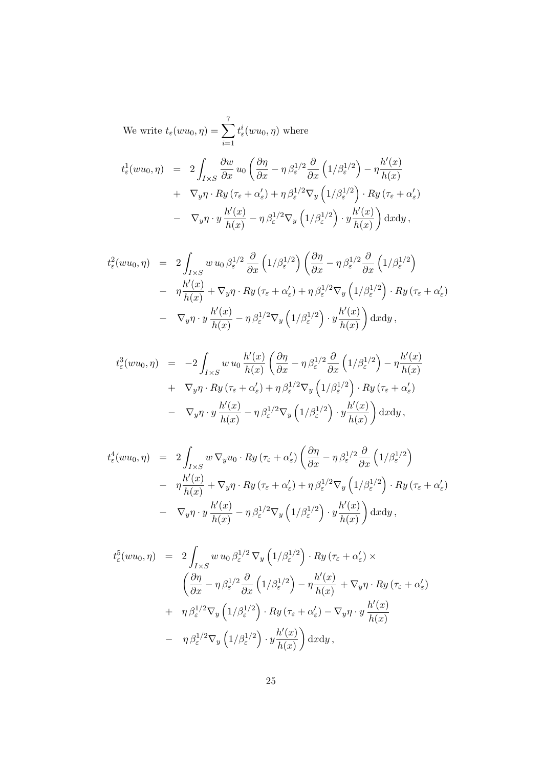We write $t_\varepsilon(wu_0,\eta) = \displaystyle\sum_{i=1}^{7} t_\varepsilon^i(wu_0,\eta)$ where

$$
\begin{aligned}
t_\varepsilon^1(wu_0,\eta) &= 2\int_{I\times S} \frac{\partial w}{\partial x}\, u_0 \left( \frac{\partial \eta}{\partial x} - \eta\, \beta_\varepsilon^{1/2} \frac{\partial}{\partial x}\left(1/\beta_\varepsilon^{1/2}\right) - \eta \frac{h'(x)}{h(x)} \right.\\
&+ \nabla_y \eta \cdot Ry\,(\tau_\varepsilon + \alpha_\varepsilon') + \eta\, \beta_\varepsilon^{1/2} \nabla_y\left(1/\beta_\varepsilon^{1/2}\right)\cdot Ry\,(\tau_\varepsilon + \alpha_\varepsilon')\\
&- \left. \nabla_y \eta \cdot y\, \frac{h'(x)}{h(x)} - \eta\, \beta_\varepsilon^{1/2} \nabla_y\left(1/\beta_\varepsilon^{1/2}\right)\cdot y \frac{h'(x)}{h(x)} \right) \mathrm{d}x\mathrm{d}y\,,
\end{aligned}
$$

$$
\begin{aligned}
t_\varepsilon^2(wu_0,\eta) &= 2\int_{I\times S} w\, u_0\, \beta_\varepsilon^{1/2} \frac{\partial}{\partial x}\left(1/\beta_\varepsilon^{1/2}\right) \left( \frac{\partial \eta}{\partial x} - \eta\, \beta_\varepsilon^{1/2} \frac{\partial}{\partial x}\left(1/\beta_\varepsilon^{1/2}\right) \right.\\
&- \eta \frac{h'(x)}{h(x)} + \nabla_y \eta \cdot Ry\,(\tau_\varepsilon + \alpha_\varepsilon') + \eta\, \beta_\varepsilon^{1/2} \nabla_y\left(1/\beta_\varepsilon^{1/2}\right)\cdot Ry\,(\tau_\varepsilon + \alpha_\varepsilon')\\
&- \left. \nabla_y \eta \cdot y\, \frac{h'(x)}{h(x)} - \eta\, \beta_\varepsilon^{1/2} \nabla_y\left(1/\beta_\varepsilon^{1/2}\right)\cdot y \frac{h'(x)}{h(x)} \right) \mathrm{d}x\mathrm{d}y\,,
\end{aligned}
$$

$$
\begin{aligned}
t_\varepsilon^3(wu_0,\eta) &= -2\int_{I\times S} w\, u_0\, \frac{h'(x)}{h(x)} \left( \frac{\partial \eta}{\partial x} - \eta\, \beta_\varepsilon^{1/2} \frac{\partial}{\partial x}\left(1/\beta_\varepsilon^{1/2}\right) - \eta \frac{h'(x)}{h(x)} \right.\\
&+ \nabla_y \eta \cdot Ry\,(\tau_\varepsilon + \alpha_\varepsilon') + \eta\, \beta_\varepsilon^{1/2} \nabla_y\left(1/\beta_\varepsilon^{1/2}\right)\cdot Ry\,(\tau_\varepsilon + \alpha_\varepsilon')\\
&- \left. \nabla_y \eta \cdot y\, \frac{h'(x)}{h(x)} - \eta\, \beta_\varepsilon^{1/2} \nabla_y\left(1/\beta_\varepsilon^{1/2}\right)\cdot y \frac{h'(x)}{h(x)} \right) \mathrm{d}x\mathrm{d}y\,,
\end{aligned}
$$

$$
\begin{aligned}
t_\varepsilon^4(wu_0,\eta) &= 2\int_{I\times S} w\, \nabla_y u_0 \cdot Ry\,(\tau_\varepsilon + \alpha_\varepsilon') \left( \frac{\partial \eta}{\partial x} - \eta\, \beta_\varepsilon^{1/2} \frac{\partial}{\partial x}\left(1/\beta_\varepsilon^{1/2}\right) \right.\\
&- \eta \frac{h'(x)}{h(x)} + \nabla_y \eta \cdot Ry\,(\tau_\varepsilon + \alpha_\varepsilon') + \eta\, \beta_\varepsilon^{1/2} \nabla_y\left(1/\beta_\varepsilon^{1/2}\right)\cdot Ry\,(\tau_\varepsilon + \alpha_\varepsilon')\\
&- \left. \nabla_y \eta \cdot y\, \frac{h'(x)}{h(x)} - \eta\, \beta_\varepsilon^{1/2} \nabla_y\left(1/\beta_\varepsilon^{1/2}\right)\cdot y \frac{h'(x)}{h(x)} \right) \mathrm{d}x\mathrm{d}y\,,
\end{aligned}
$$

$$
\begin{aligned}
t_\varepsilon^5(wu_0,\eta) &= 2\int_{I\times S} w\, u_0\, \beta_\varepsilon^{1/2}\, \nabla_y\left(1/\beta_\varepsilon^{1/2}\right)\cdot Ry\,(\tau_\varepsilon + \alpha_\varepsilon') \times\\
&\quad \left( \frac{\partial \eta}{\partial x} - \eta\, \beta_\varepsilon^{1/2} \frac{\partial}{\partial x}\left(1/\beta_\varepsilon^{1/2}\right) - \eta \frac{h'(x)}{h(x)} + \nabla_y \eta \cdot Ry\,(\tau_\varepsilon + \alpha_\varepsilon') \right.\\
&+ \eta\, \beta_\varepsilon^{1/2} \nabla_y\left(1/\beta_\varepsilon^{1/2}\right)\cdot Ry\,(\tau_\varepsilon + \alpha_\varepsilon') - \nabla_y \eta \cdot y\, \frac{h'(x)}{h(x)}\\
&- \left. \eta\, \beta_\varepsilon^{1/2} \nabla_y\left(1/\beta_\varepsilon^{1/2}\right)\cdot y \frac{h'(x)}{h(x)} \right) \mathrm{d}x\mathrm{d}y\,,
\end{aligned}
$$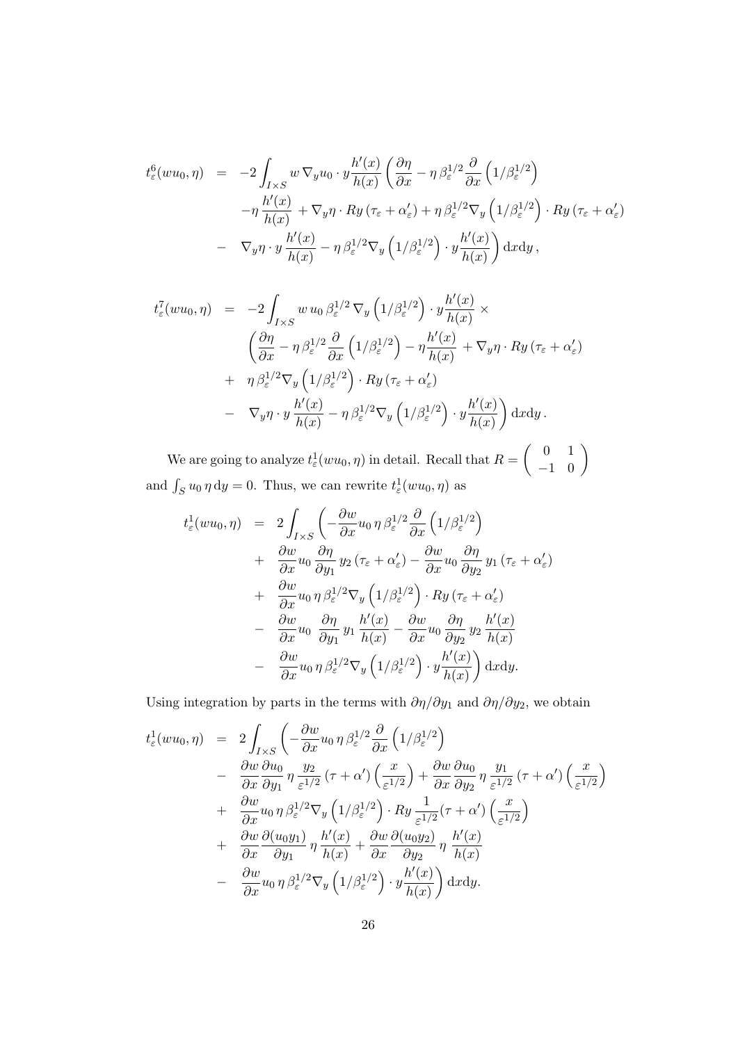$$
\begin{aligned}
t^6_\varepsilon(wu_0,\eta) &= -2\int_{I\times S} w\,\nabla_y u_0\cdot y\frac{h'(x)}{h(x)}\left(\frac{\partial \eta}{\partial x} - \eta\,\beta_\varepsilon^{1/2}\frac{\partial}{\partial x}\left(1/\beta_\varepsilon^{1/2}\right)\right.\\
&\quad -\eta\,\frac{h'(x)}{h(x)} + \nabla_y\eta\cdot Ry\,(\tau_\varepsilon+\alpha'_\varepsilon) + \eta\,\beta_\varepsilon^{1/2}\nabla_y\left(1/\beta_\varepsilon^{1/2}\right)\cdot Ry\,(\tau_\varepsilon+\alpha'_\varepsilon)\\
&\quad - \left.\nabla_y\eta\cdot y\,\frac{h'(x)}{h(x)} - \eta\,\beta_\varepsilon^{1/2}\nabla_y\left(1/\beta_\varepsilon^{1/2}\right)\cdot y\frac{h'(x)}{h(x)}\right)\mathrm{d}x\mathrm{d}y\,,
\end{aligned}
$$

$$
\begin{aligned}
t^7_\varepsilon(wu_0,\eta) &= -2\int_{I\times S} w\,u_0\,\beta_\varepsilon^{1/2}\,\nabla_y\left(1/\beta_\varepsilon^{1/2}\right)\cdot y\frac{h'(x)}{h(x)}\times\\
&\quad \left(\frac{\partial \eta}{\partial x} - \eta\,\beta_\varepsilon^{1/2}\frac{\partial}{\partial x}\left(1/\beta_\varepsilon^{1/2}\right) - \eta\frac{h'(x)}{h(x)} + \nabla_y\eta\cdot Ry\,(\tau_\varepsilon+\alpha'_\varepsilon)\right.\\
&\quad + \eta\,\beta_\varepsilon^{1/2}\nabla_y\left(1/\beta_\varepsilon^{1/2}\right)\cdot Ry\,(\tau_\varepsilon+\alpha'_\varepsilon)\\
&\quad - \left.\nabla_y\eta\cdot y\,\frac{h'(x)}{h(x)} - \eta\,\beta_\varepsilon^{1/2}\nabla_y\left(1/\beta_\varepsilon^{1/2}\right)\cdot y\frac{h'(x)}{h(x)}\right)\mathrm{d}x\mathrm{d}y\,.
\end{aligned}
$$

We are going to analyze $t^1_\varepsilon(wu_0,\eta)$ in detail. Recall that $R=\begin{pmatrix}0 & 1\\ -1 & 0\end{pmatrix}$ and $\int_S u_0\,\eta\,\mathrm{d}y = 0$. Thus, we can rewrite $t^1_\varepsilon(wu_0,\eta)$ as

$$
\begin{aligned}
t^1_\varepsilon(wu_0,\eta) &= 2\int_{I\times S}\left(-\frac{\partial w}{\partial x}u_0\,\eta\,\beta_\varepsilon^{1/2}\frac{\partial}{\partial x}\left(1/\beta_\varepsilon^{1/2}\right)\right.\\
&\quad + \frac{\partial w}{\partial x}u_0\,\frac{\partial \eta}{\partial y_1}\,y_2\,(\tau_\varepsilon+\alpha'_\varepsilon) - \frac{\partial w}{\partial x}u_0\,\frac{\partial \eta}{\partial y_2}\,y_1\,(\tau_\varepsilon+\alpha'_\varepsilon)\\
&\quad + \frac{\partial w}{\partial x}u_0\,\eta\,\beta_\varepsilon^{1/2}\nabla_y\left(1/\beta_\varepsilon^{1/2}\right)\cdot Ry\,(\tau_\varepsilon+\alpha'_\varepsilon)\\
&\quad - \frac{\partial w}{\partial x}u_0\,\frac{\partial \eta}{\partial y_1}\,y_1\,\frac{h'(x)}{h(x)} - \frac{\partial w}{\partial x}u_0\,\frac{\partial \eta}{\partial y_2}\,y_2\,\frac{h'(x)}{h(x)}\\
&\quad - \left.\frac{\partial w}{\partial x}u_0\,\eta\,\beta_\varepsilon^{1/2}\nabla_y\left(1/\beta_\varepsilon^{1/2}\right)\cdot y\frac{h'(x)}{h(x)}\right)\mathrm{d}x\mathrm{d}y.
\end{aligned}
$$

Using integration by parts in the terms with $\partial\eta/\partial y_1$ and $\partial\eta/\partial y_2$, we obtain

$$
\begin{aligned}
t^1_\varepsilon(wu_0,\eta) &= 2\int_{I\times S}\left(-\frac{\partial w}{\partial x}u_0\,\eta\,\beta_\varepsilon^{1/2}\frac{\partial}{\partial x}\left(1/\beta_\varepsilon^{1/2}\right)\right.\\
&\quad - \frac{\partial w}{\partial x}\frac{\partial u_0}{\partial y_1}\,\eta\,\frac{y_2}{\varepsilon^{1/2}}\,(\tau+\alpha')\left(\frac{x}{\varepsilon^{1/2}}\right) + \frac{\partial w}{\partial x}\frac{\partial u_0}{\partial y_2}\,\eta\,\frac{y_1}{\varepsilon^{1/2}}\,(\tau+\alpha')\left(\frac{x}{\varepsilon^{1/2}}\right)\\
&\quad + \frac{\partial w}{\partial x}u_0\,\eta\,\beta_\varepsilon^{1/2}\nabla_y\left(1/\beta_\varepsilon^{1/2}\right)\cdot Ry\,\frac{1}{\varepsilon^{1/2}}(\tau+\alpha')\left(\frac{x}{\varepsilon^{1/2}}\right)\\
&\quad + \frac{\partial w}{\partial x}\frac{\partial (u_0y_1)}{\partial y_1}\,\eta\,\frac{h'(x)}{h(x)} + \frac{\partial w}{\partial x}\frac{\partial (u_0y_2)}{\partial y_2}\,\eta\,\frac{h'(x)}{h(x)}\\
&\quad - \left.\frac{\partial w}{\partial x}u_0\,\eta\,\beta_\varepsilon^{1/2}\nabla_y\left(1/\beta_\varepsilon^{1/2}\right)\cdot y\frac{h'(x)}{h(x)}\right)\mathrm{d}x\mathrm{d}y.
\end{aligned}
$$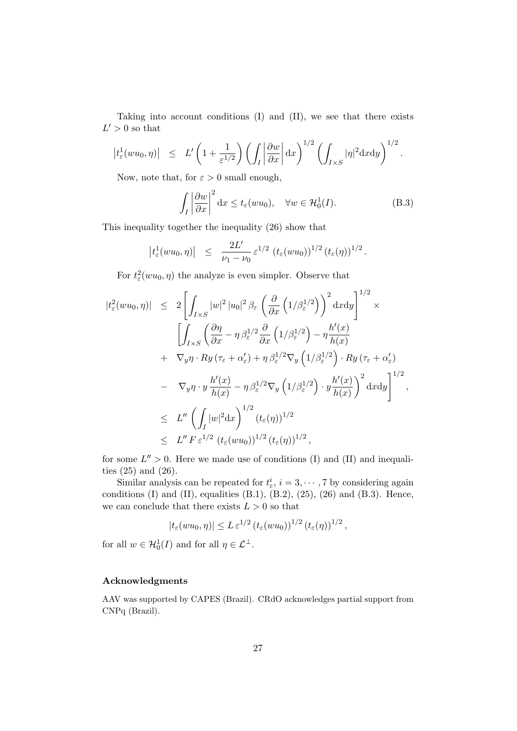Taking into account conditions (I) and (II), we see that there exists $L' > 0$ so that

$$\left|t_\varepsilon^1(wu_0,\eta)\right| \;\leq\; L'\left(1+\frac{1}{\varepsilon^{1/2}}\right)\left(\int_I\left|\frac{\partial w}{\partial x}\right|\mathrm{d}x\right)^{1/2}\left(\int_{I\times S}|\eta|^2\mathrm{d}x\mathrm{d}y\right)^{1/2}.$$

Now, note that, for $\varepsilon > 0$ small enough,

$$\int_I\left|\frac{\partial w}{\partial x}\right|^2\mathrm{d}x \leq t_\varepsilon(wu_0), \quad \forall w\in\mathcal{H}_0^1(I). \tag{B.3}$$

This inequality together the inequality (26) show that

$$\left|t_\varepsilon^1(wu_0,\eta)\right| \;\leq\; \frac{2L'}{\nu_1-\nu_0}\,\varepsilon^{1/2}\,\left(t_\varepsilon(wu_0)\right)^{1/2}\left(t_\varepsilon(\eta)\right)^{1/2}.$$

For $t_\varepsilon^2(wu_0,\eta)$ the analyze is even simpler. Observe that

$$\begin{aligned}
|t_\varepsilon^2(wu_0,\eta)| \;&\leq\; 2\left[\int_{I\times S}|w|^2\,|u_0|^2\,\beta_\varepsilon\left(\frac{\partial}{\partial x}\left(1/\beta_\varepsilon^{1/2}\right)\right)^2\mathrm{d}x\mathrm{d}y\right]^{1/2}\times\\
&\quad\left[\int_{I\times S}\left(\frac{\partial\eta}{\partial x}-\eta\,\beta_\varepsilon^{1/2}\frac{\partial}{\partial x}\left(1/\beta_\varepsilon^{1/2}\right)-\eta\frac{h'(x)}{h(x)}\right.\right.\\
&\quad+\;\nabla_y\eta\cdot Ry\,(\tau_\varepsilon+\alpha_\varepsilon')+\eta\,\beta_\varepsilon^{1/2}\nabla_y\left(1/\beta_\varepsilon^{1/2}\right)\cdot Ry\,(\tau_\varepsilon+\alpha_\varepsilon')\\
&\quad-\;\left.\left.\nabla_y\eta\cdot y\,\frac{h'(x)}{h(x)}-\eta\,\beta_\varepsilon^{1/2}\nabla_y\left(1/\beta_\varepsilon^{1/2}\right)\cdot y\frac{h'(x)}{h(x)}\right)^2\mathrm{d}x\mathrm{d}y\right]^{1/2},\\
&\leq\; L''\left(\int_I|w|^2\mathrm{d}x\right)^{1/2}\left(t_\varepsilon(\eta)\right)^{1/2}\\
&\leq\; L''\,F\,\varepsilon^{1/2}\,\left(t_\varepsilon(wu_0)\right)^{1/2}\left(t_\varepsilon(\eta)\right)^{1/2},
\end{aligned}$$

for some $L'' > 0$. Here we made use of conditions (I) and (II) and inequalities (25) and (26).

Similar analysis can be repeated for $t_\varepsilon^i$, $i = 3,\cdots,7$ by considering again conditions (I) and (II), equalities (B.1), (B.2), (25), (26) and (B.3). Hence, we can conclude that there exists $L > 0$ so that

$$|t_\varepsilon(wu_0,\eta)| \leq L\,\varepsilon^{1/2}\left(t_\varepsilon(wu_0)\right)^{1/2}\left(t_\varepsilon(\eta)\right)^{1/2},$$

for all $w\in\mathcal{H}_0^1(I)$ and for all $\eta\in\mathcal{L}^\perp$.

### Acknowledgments

AAV was supported by CAPES (Brazil). CRdO acknowledges partial support from CNPq (Brazil).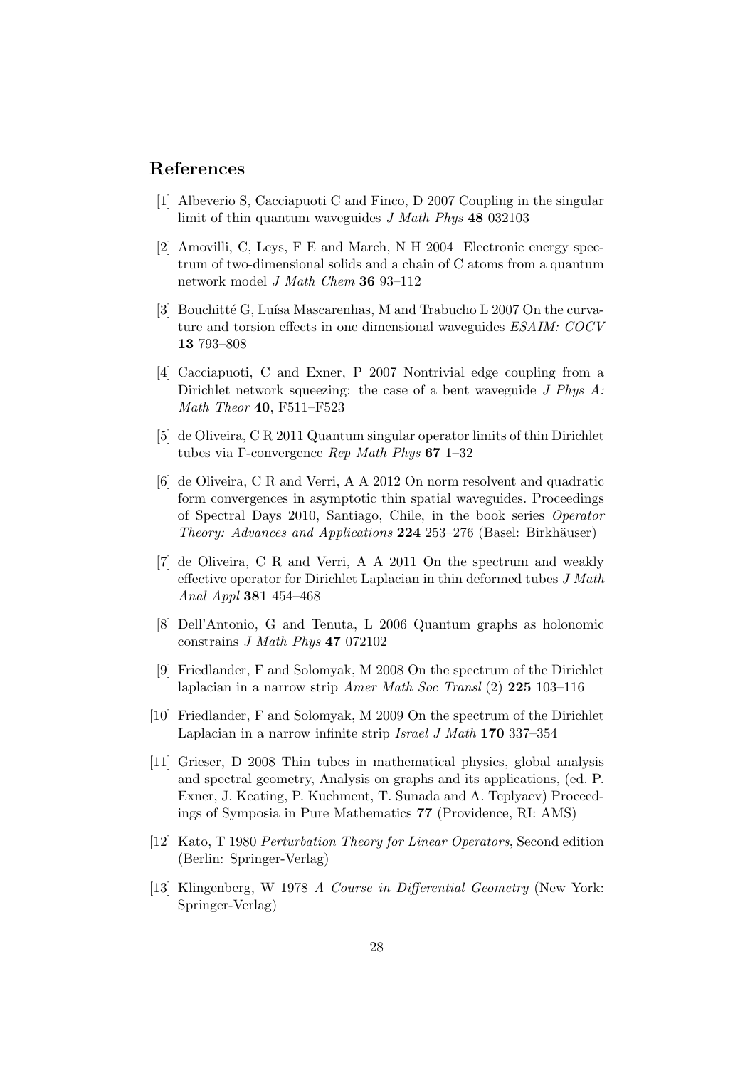## References

[1] Albeverio S, Cacciapuoti C and Finco, D 2007 Coupling in the singular limit of thin quantum waveguides *J Math Phys* **48** 032103

[2] Amovilli, C, Leys, F E and March, N H 2004 Electronic energy spectrum of two-dimensional solids and a chain of C atoms from a quantum network model *J Math Chem* **36** 93–112

[3] Bouchitté G, Luísa Mascarenhas, M and Trabucho L 2007 On the curvature and torsion effects in one dimensional waveguides *ESAIM: COCV* **13** 793–808

[4] Cacciapuoti, C and Exner, P 2007 Nontrivial edge coupling from a Dirichlet network squeezing: the case of a bent waveguide *J Phys A: Math Theor* **40**, F511–F523

[5] de Oliveira, C R 2011 Quantum singular operator limits of thin Dirichlet tubes via Γ-convergence *Rep Math Phys* **67** 1–32

[6] de Oliveira, C R and Verri, A A 2012 On norm resolvent and quadratic form convergences in asymptotic thin spatial waveguides. Proceedings of Spectral Days 2010, Santiago, Chile, in the book series *Operator Theory: Advances and Applications* **224** 253–276 (Basel: Birkhäuser)

[7] de Oliveira, C R and Verri, A A 2011 On the spectrum and weakly effective operator for Dirichlet Laplacian in thin deformed tubes *J Math Anal Appl* **381** 454–468

[8] Dell'Antonio, G and Tenuta, L 2006 Quantum graphs as holonomic constrains *J Math Phys* **47** 072102

[9] Friedlander, F and Solomyak, M 2008 On the spectrum of the Dirichlet laplacian in a narrow strip *Amer Math Soc Transl* (2) **225** 103–116

[10] Friedlander, F and Solomyak, M 2009 On the spectrum of the Dirichlet Laplacian in a narrow infinite strip *Israel J Math* **170** 337–354

[11] Grieser, D 2008 Thin tubes in mathematical physics, global analysis and spectral geometry, Analysis on graphs and its applications, (ed. P. Exner, J. Keating, P. Kuchment, T. Sunada and A. Teplyaev) Proceedings of Symposia in Pure Mathematics **77** (Providence, RI: AMS)

[12] Kato, T 1980 *Perturbation Theory for Linear Operators*, Second edition (Berlin: Springer-Verlag)

[13] Klingenberg, W 1978 *A Course in Differential Geometry* (New York: Springer-Verlag)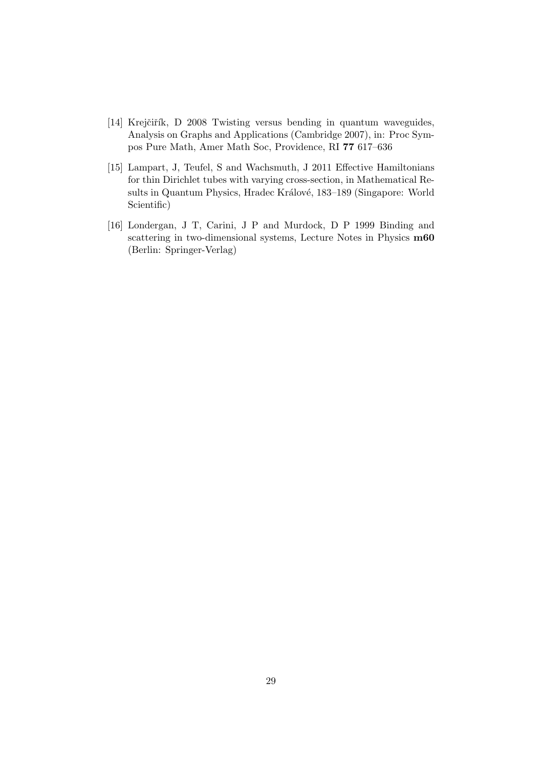[14] Krejčiřík, D 2008 Twisting versus bending in quantum waveguides, Analysis on Graphs and Applications (Cambridge 2007), in: Proc Sympos Pure Math, Amer Math Soc, Providence, RI **77** 617–636

[15] Lampart, J, Teufel, S and Wachsmuth, J 2011 Effective Hamiltonians for thin Dirichlet tubes with varying cross-section, in Mathematical Results in Quantum Physics, Hradec Králové, 183–189 (Singapore: World Scientific)

[16] Londergan, J T, Carini, J P and Murdock, D P 1999 Binding and scattering in two-dimensional systems, Lecture Notes in Physics **m60** (Berlin: Springer-Verlag)